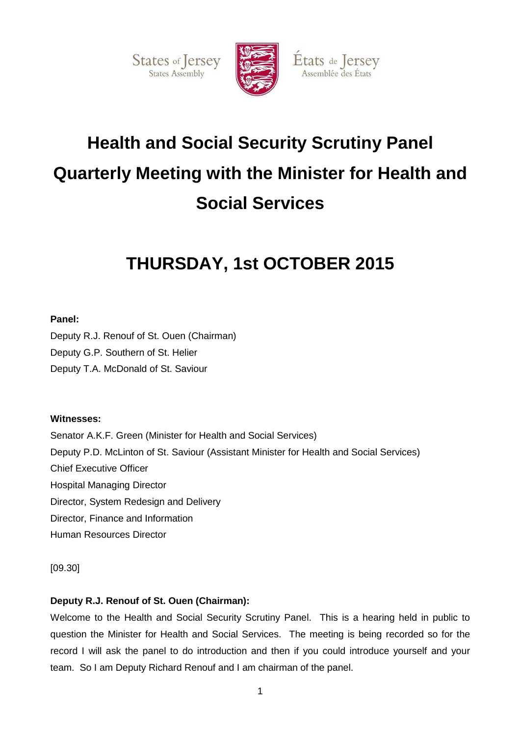States of Jersey
States Assembly

États de Jersey
Assemblée des États

# Health and Social Security Scrutiny Panel Quarterly Meeting with the Minister for Health and Social Services

# THURSDAY, 1st OCTOBER 2015

**Panel:**

Deputy R.J. Renouf of St. Ouen (Chairman)
Deputy G.P. Southern of St. Helier
Deputy T.A. McDonald of St. Saviour

**Witnesses:**

Senator A.K.F. Green (Minister for Health and Social Services)
Deputy P.D. McLinton of St. Saviour (Assistant Minister for Health and Social Services)
Chief Executive Officer
Hospital Managing Director
Director, System Redesign and Delivery
Director, Finance and Information
Human Resources Director

[09.30]

**Deputy R.J. Renouf of St. Ouen (Chairman):**

Welcome to the Health and Social Security Scrutiny Panel. This is a hearing held in public to question the Minister for Health and Social Services. The meeting is being recorded so for the record I will ask the panel to do introduction and then if you could introduce yourself and your team. So I am Deputy Richard Renouf and I am chairman of the panel.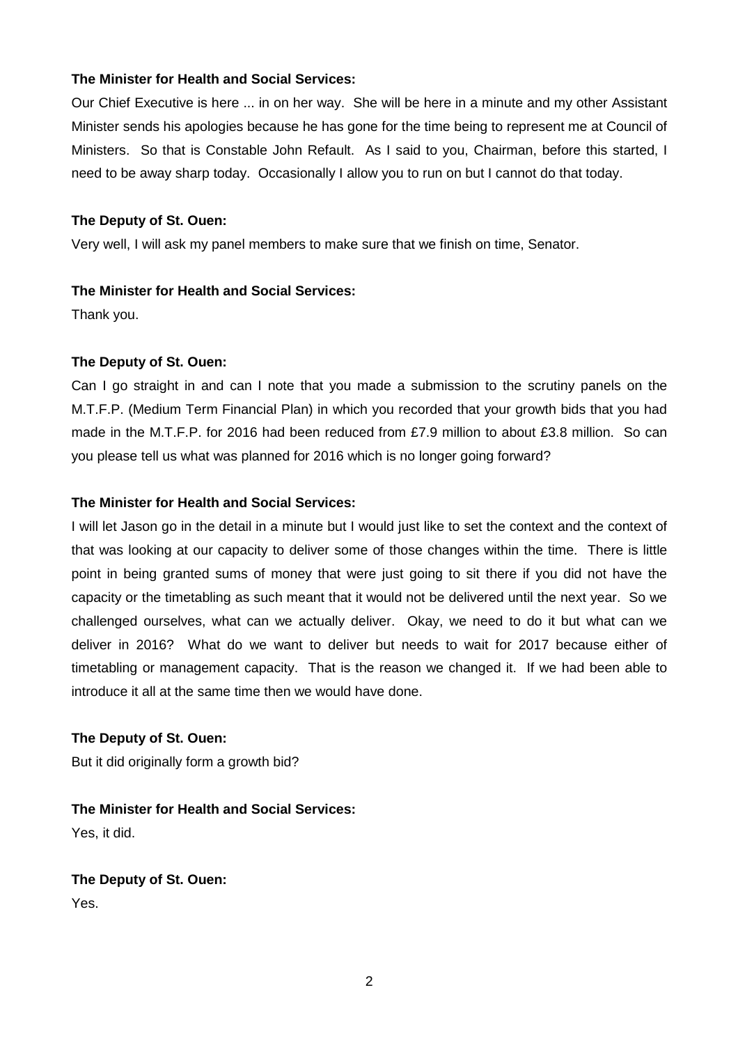**The Minister for Health and Social Services:**

Our Chief Executive is here ... in on her way. She will be here in a minute and my other Assistant Minister sends his apologies because he has gone for the time being to represent me at Council of Ministers. So that is Constable John Refault. As I said to you, Chairman, before this started, I need to be away sharp today. Occasionally I allow you to run on but I cannot do that today.

**The Deputy of St. Ouen:**

Very well, I will ask my panel members to make sure that we finish on time, Senator.

**The Minister for Health and Social Services:**

Thank you.

**The Deputy of St. Ouen:**

Can I go straight in and can I note that you made a submission to the scrutiny panels on the M.T.F.P. (Medium Term Financial Plan) in which you recorded that your growth bids that you had made in the M.T.F.P. for 2016 had been reduced from £7.9 million to about £3.8 million. So can you please tell us what was planned for 2016 which is no longer going forward?

**The Minister for Health and Social Services:**

I will let Jason go in the detail in a minute but I would just like to set the context and the context of that was looking at our capacity to deliver some of those changes within the time. There is little point in being granted sums of money that were just going to sit there if you did not have the capacity or the timetabling as such meant that it would not be delivered until the next year. So we challenged ourselves, what can we actually deliver. Okay, we need to do it but what can we deliver in 2016? What do we want to deliver but needs to wait for 2017 because either of timetabling or management capacity. That is the reason we changed it. If we had been able to introduce it all at the same time then we would have done.

**The Deputy of St. Ouen:**

But it did originally form a growth bid?

**The Minister for Health and Social Services:**

Yes, it did.

**The Deputy of St. Ouen:**

Yes.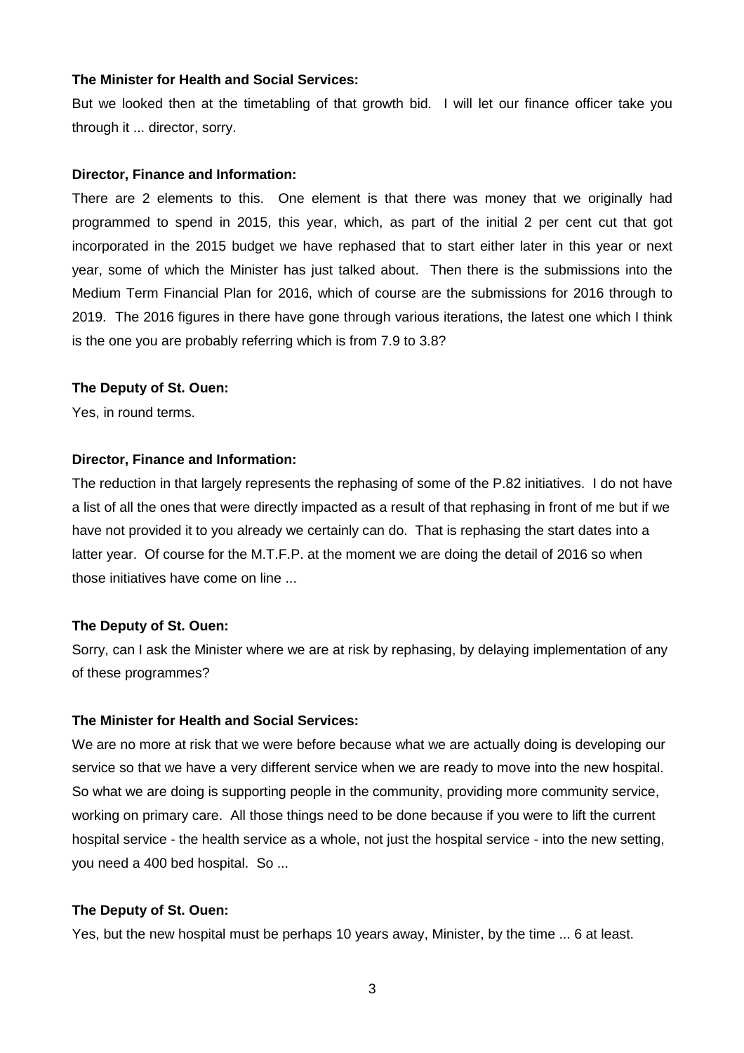**The Minister for Health and Social Services:**

But we looked then at the timetabling of that growth bid. I will let our finance officer take you through it ... director, sorry.

**Director, Finance and Information:**

There are 2 elements to this. One element is that there was money that we originally had programmed to spend in 2015, this year, which, as part of the initial 2 per cent cut that got incorporated in the 2015 budget we have rephased that to start either later in this year or next year, some of which the Minister has just talked about. Then there is the submissions into the Medium Term Financial Plan for 2016, which of course are the submissions for 2016 through to 2019. The 2016 figures in there have gone through various iterations, the latest one which I think is the one you are probably referring which is from 7.9 to 3.8?

**The Deputy of St. Ouen:**

Yes, in round terms.

**Director, Finance and Information:**

The reduction in that largely represents the rephasing of some of the P.82 initiatives. I do not have a list of all the ones that were directly impacted as a result of that rephasing in front of me but if we have not provided it to you already we certainly can do. That is rephasing the start dates into a latter year. Of course for the M.T.F.P. at the moment we are doing the detail of 2016 so when those initiatives have come on line ...

**The Deputy of St. Ouen:**

Sorry, can I ask the Minister where we are at risk by rephasing, by delaying implementation of any of these programmes?

**The Minister for Health and Social Services:**

We are no more at risk that we were before because what we are actually doing is developing our service so that we have a very different service when we are ready to move into the new hospital. So what we are doing is supporting people in the community, providing more community service, working on primary care. All those things need to be done because if you were to lift the current hospital service - the health service as a whole, not just the hospital service - into the new setting, you need a 400 bed hospital. So ...

**The Deputy of St. Ouen:**

Yes, but the new hospital must be perhaps 10 years away, Minister, by the time ... 6 at least.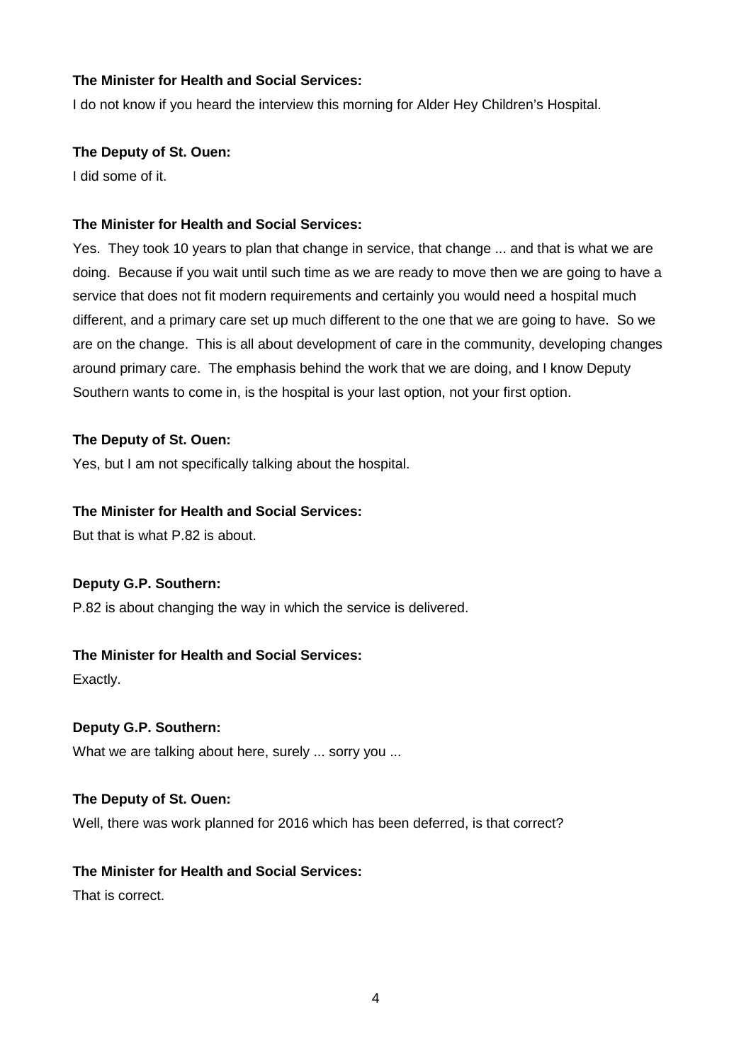**The Minister for Health and Social Services:**

I do not know if you heard the interview this morning for Alder Hey Children's Hospital.

**The Deputy of St. Ouen:**

I did some of it.

**The Minister for Health and Social Services:**

Yes. They took 10 years to plan that change in service, that change ... and that is what we are doing. Because if you wait until such time as we are ready to move then we are going to have a service that does not fit modern requirements and certainly you would need a hospital much different, and a primary care set up much different to the one that we are going to have. So we are on the change. This is all about development of care in the community, developing changes around primary care. The emphasis behind the work that we are doing, and I know Deputy Southern wants to come in, is the hospital is your last option, not your first option.

**The Deputy of St. Ouen:**

Yes, but I am not specifically talking about the hospital.

**The Minister for Health and Social Services:**

But that is what P.82 is about.

**Deputy G.P. Southern:**

P.82 is about changing the way in which the service is delivered.

**The Minister for Health and Social Services:**

Exactly.

**Deputy G.P. Southern:**

What we are talking about here, surely ... sorry you ...

**The Deputy of St. Ouen:**

Well, there was work planned for 2016 which has been deferred, is that correct?

**The Minister for Health and Social Services:**

That is correct.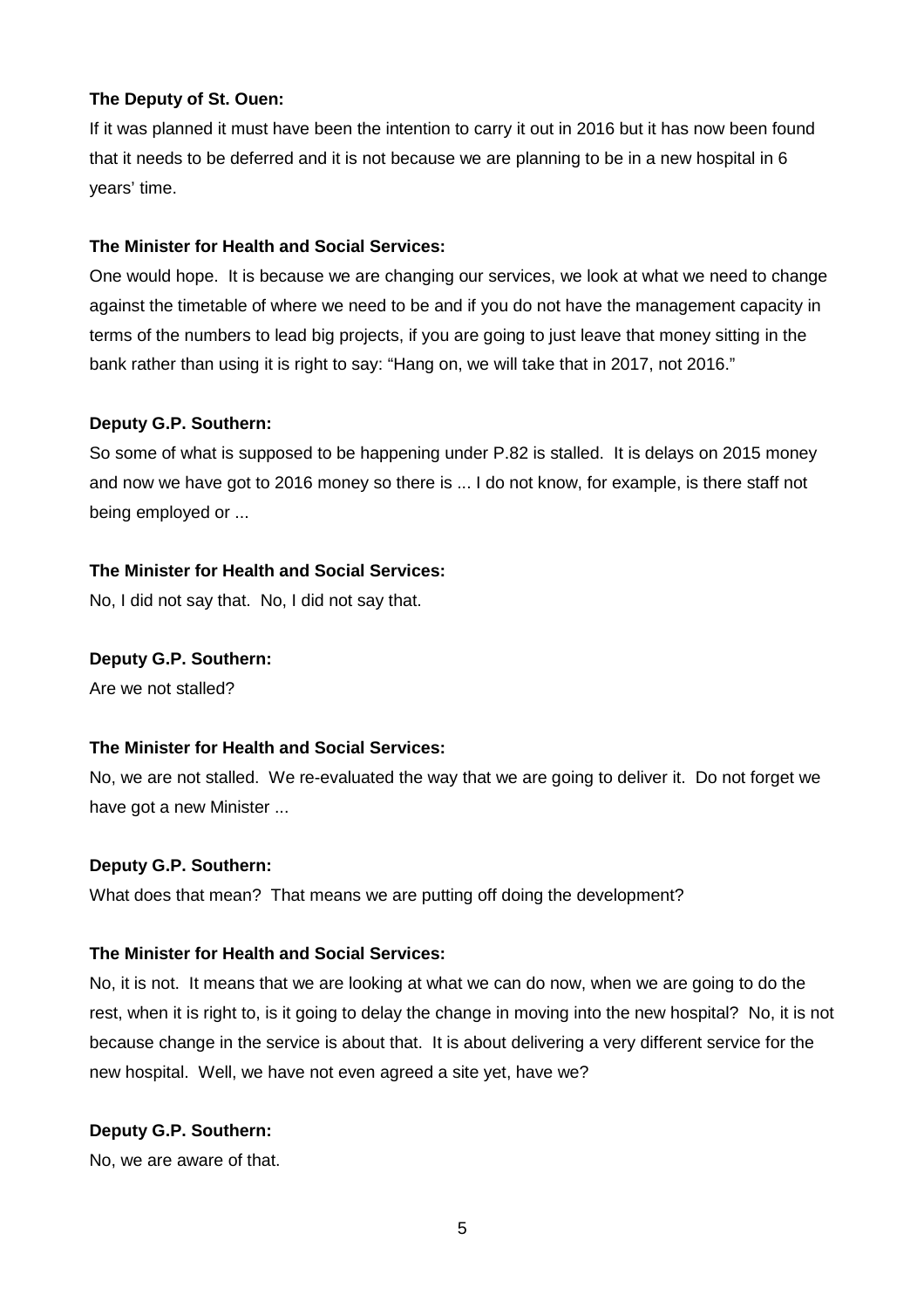**The Deputy of St. Ouen:**

If it was planned it must have been the intention to carry it out in 2016 but it has now been found that it needs to be deferred and it is not because we are planning to be in a new hospital in 6 years' time.

**The Minister for Health and Social Services:**

One would hope. It is because we are changing our services, we look at what we need to change against the timetable of where we need to be and if you do not have the management capacity in terms of the numbers to lead big projects, if you are going to just leave that money sitting in the bank rather than using it is right to say: "Hang on, we will take that in 2017, not 2016."

**Deputy G.P. Southern:**

So some of what is supposed to be happening under P.82 is stalled. It is delays on 2015 money and now we have got to 2016 money so there is ... I do not know, for example, is there staff not being employed or ...

**The Minister for Health and Social Services:**

No, I did not say that. No, I did not say that.

**Deputy G.P. Southern:**

Are we not stalled?

**The Minister for Health and Social Services:**

No, we are not stalled. We re-evaluated the way that we are going to deliver it. Do not forget we have got a new Minister ...

**Deputy G.P. Southern:**

What does that mean? That means we are putting off doing the development?

**The Minister for Health and Social Services:**

No, it is not. It means that we are looking at what we can do now, when we are going to do the rest, when it is right to, is it going to delay the change in moving into the new hospital? No, it is not because change in the service is about that. It is about delivering a very different service for the new hospital. Well, we have not even agreed a site yet, have we?

**Deputy G.P. Southern:**

No, we are aware of that.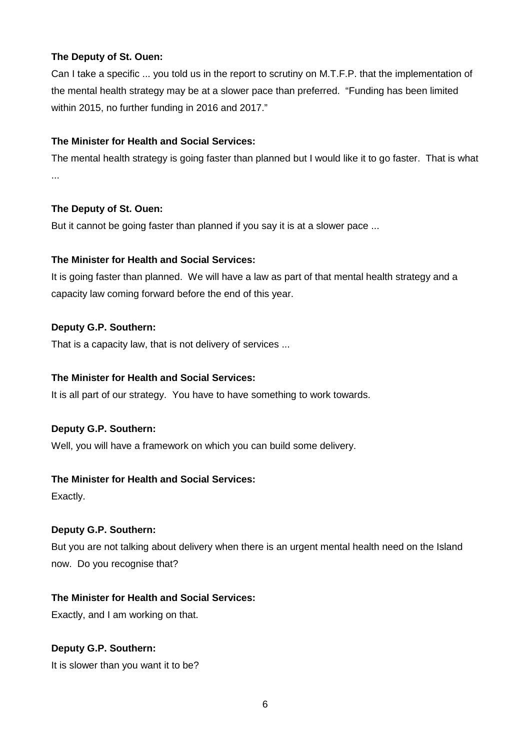**The Deputy of St. Ouen:**

Can I take a specific ... you told us in the report to scrutiny on M.T.F.P. that the implementation of the mental health strategy may be at a slower pace than preferred. "Funding has been limited within 2015, no further funding in 2016 and 2017."

**The Minister for Health and Social Services:**

The mental health strategy is going faster than planned but I would like it to go faster. That is what ...

**The Deputy of St. Ouen:**

But it cannot be going faster than planned if you say it is at a slower pace ...

**The Minister for Health and Social Services:**

It is going faster than planned. We will have a law as part of that mental health strategy and a capacity law coming forward before the end of this year.

**Deputy G.P. Southern:**

That is a capacity law, that is not delivery of services ...

**The Minister for Health and Social Services:**

It is all part of our strategy. You have to have something to work towards.

**Deputy G.P. Southern:**

Well, you will have a framework on which you can build some delivery.

**The Minister for Health and Social Services:**

Exactly.

**Deputy G.P. Southern:**

But you are not talking about delivery when there is an urgent mental health need on the Island now. Do you recognise that?

**The Minister for Health and Social Services:**

Exactly, and I am working on that.

**Deputy G.P. Southern:**

It is slower than you want it to be?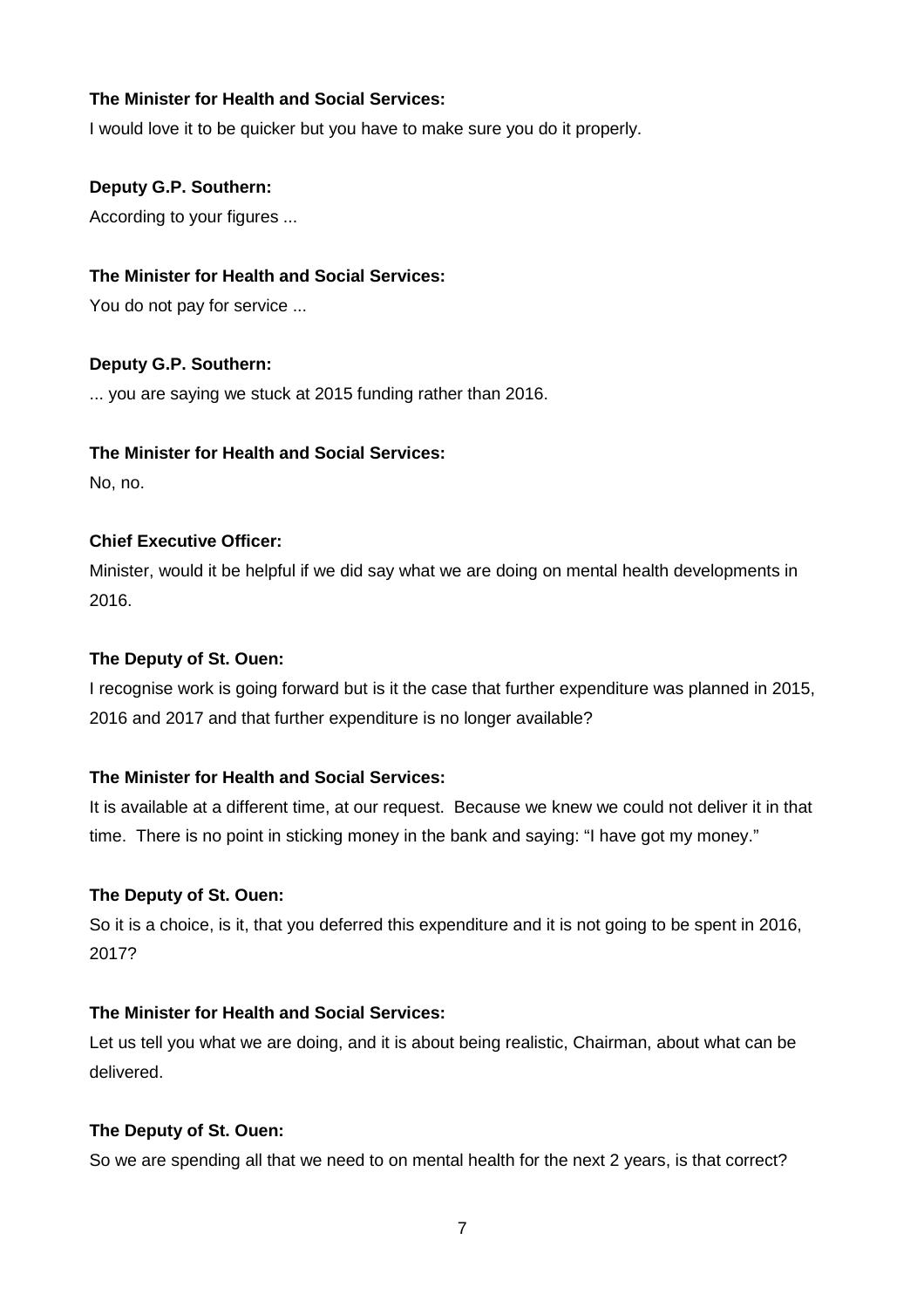**The Minister for Health and Social Services:**

I would love it to be quicker but you have to make sure you do it properly.

**Deputy G.P. Southern:**

According to your figures ...

**The Minister for Health and Social Services:**

You do not pay for service ...

**Deputy G.P. Southern:**

... you are saying we stuck at 2015 funding rather than 2016.

**The Minister for Health and Social Services:**

No, no.

**Chief Executive Officer:**

Minister, would it be helpful if we did say what we are doing on mental health developments in 2016.

**The Deputy of St. Ouen:**

I recognise work is going forward but is it the case that further expenditure was planned in 2015, 2016 and 2017 and that further expenditure is no longer available?

**The Minister for Health and Social Services:**

It is available at a different time, at our request. Because we knew we could not deliver it in that time. There is no point in sticking money in the bank and saying: "I have got my money."

**The Deputy of St. Ouen:**

So it is a choice, is it, that you deferred this expenditure and it is not going to be spent in 2016, 2017?

**The Minister for Health and Social Services:**

Let us tell you what we are doing, and it is about being realistic, Chairman, about what can be delivered.

**The Deputy of St. Ouen:**

So we are spending all that we need to on mental health for the next 2 years, is that correct?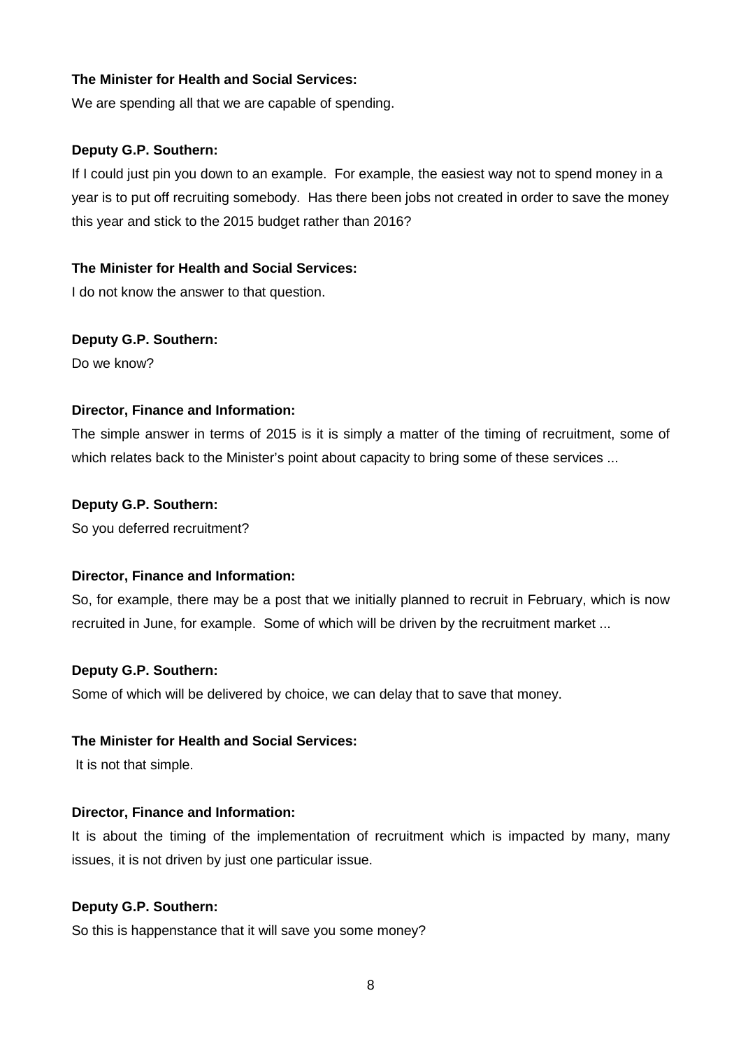**The Minister for Health and Social Services:**

We are spending all that we are capable of spending.

**Deputy G.P. Southern:**

If I could just pin you down to an example. For example, the easiest way not to spend money in a year is to put off recruiting somebody. Has there been jobs not created in order to save the money this year and stick to the 2015 budget rather than 2016?

**The Minister for Health and Social Services:**

I do not know the answer to that question.

**Deputy G.P. Southern:**

Do we know?

**Director, Finance and Information:**

The simple answer in terms of 2015 is it is simply a matter of the timing of recruitment, some of which relates back to the Minister's point about capacity to bring some of these services ...

**Deputy G.P. Southern:**

So you deferred recruitment?

**Director, Finance and Information:**

So, for example, there may be a post that we initially planned to recruit in February, which is now recruited in June, for example. Some of which will be driven by the recruitment market ...

**Deputy G.P. Southern:**

Some of which will be delivered by choice, we can delay that to save that money.

**The Minister for Health and Social Services:**

It is not that simple.

**Director, Finance and Information:**

It is about the timing of the implementation of recruitment which is impacted by many, many issues, it is not driven by just one particular issue.

**Deputy G.P. Southern:**

So this is happenstance that it will save you some money?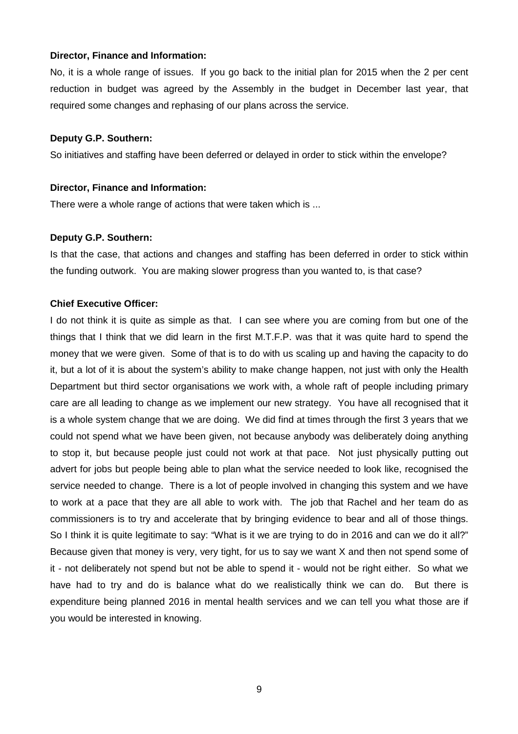**Director, Finance and Information:**

No, it is a whole range of issues. If you go back to the initial plan for 2015 when the 2 per cent reduction in budget was agreed by the Assembly in the budget in December last year, that required some changes and rephasing of our plans across the service.

**Deputy G.P. Southern:**

So initiatives and staffing have been deferred or delayed in order to stick within the envelope?

**Director, Finance and Information:**

There were a whole range of actions that were taken which is ...

**Deputy G.P. Southern:**

Is that the case, that actions and changes and staffing has been deferred in order to stick within the funding outwork. You are making slower progress than you wanted to, is that case?

**Chief Executive Officer:**

I do not think it is quite as simple as that. I can see where you are coming from but one of the things that I think that we did learn in the first M.T.F.P. was that it was quite hard to spend the money that we were given. Some of that is to do with us scaling up and having the capacity to do it, but a lot of it is about the system's ability to make change happen, not just with only the Health Department but third sector organisations we work with, a whole raft of people including primary care are all leading to change as we implement our new strategy. You have all recognised that it is a whole system change that we are doing. We did find at times through the first 3 years that we could not spend what we have been given, not because anybody was deliberately doing anything to stop it, but because people just could not work at that pace. Not just physically putting out advert for jobs but people being able to plan what the service needed to look like, recognised the service needed to change. There is a lot of people involved in changing this system and we have to work at a pace that they are all able to work with. The job that Rachel and her team do as commissioners is to try and accelerate that by bringing evidence to bear and all of those things. So I think it is quite legitimate to say: "What is it we are trying to do in 2016 and can we do it all?" Because given that money is very, very tight, for us to say we want X and then not spend some of it - not deliberately not spend but not be able to spend it - would not be right either. So what we have had to try and do is balance what do we realistically think we can do. But there is expenditure being planned 2016 in mental health services and we can tell you what those are if you would be interested in knowing.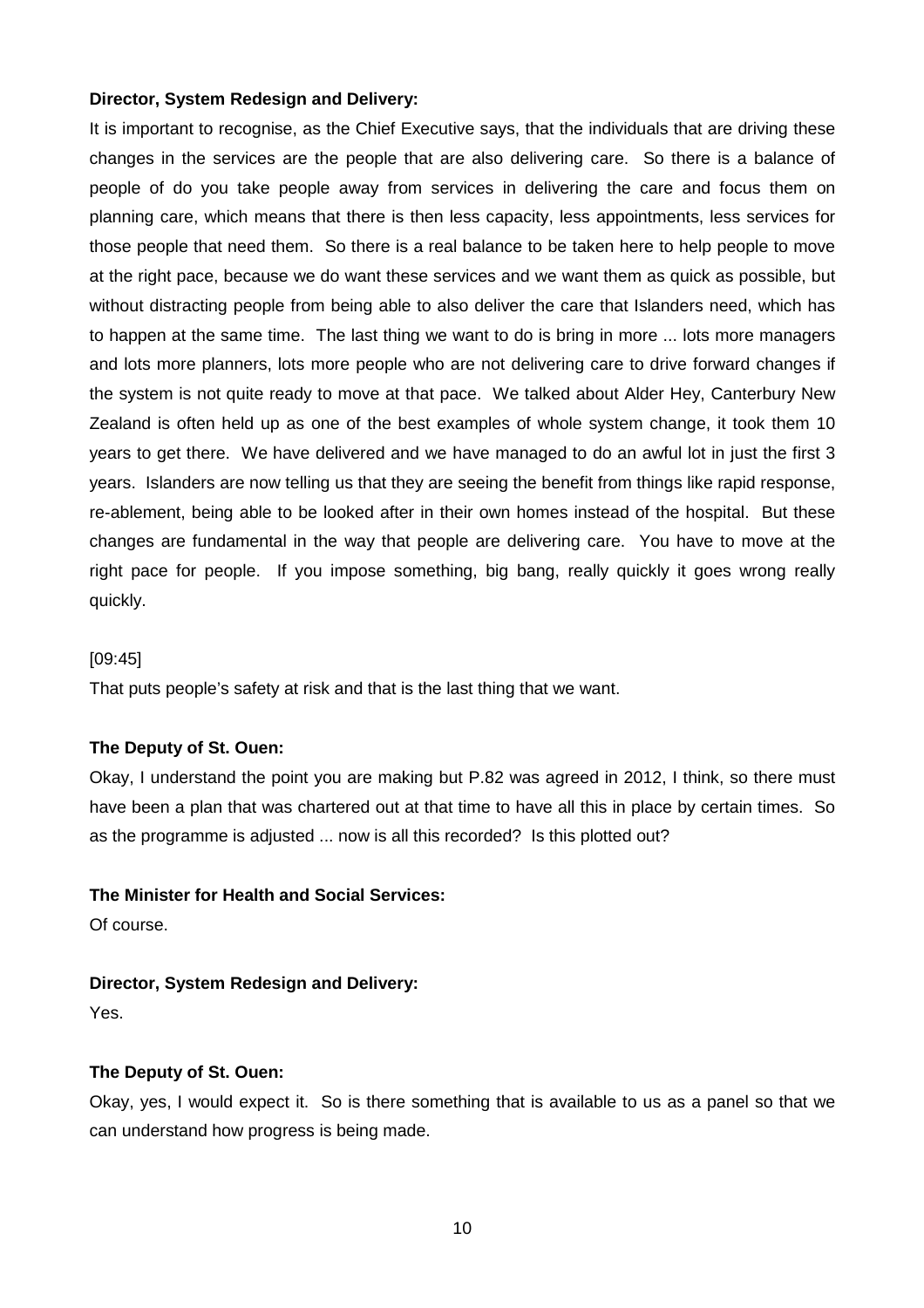**Director, System Redesign and Delivery:**

It is important to recognise, as the Chief Executive says, that the individuals that are driving these changes in the services are the people that are also delivering care. So there is a balance of people of do you take people away from services in delivering the care and focus them on planning care, which means that there is then less capacity, less appointments, less services for those people that need them. So there is a real balance to be taken here to help people to move at the right pace, because we do want these services and we want them as quick as possible, but without distracting people from being able to also deliver the care that Islanders need, which has to happen at the same time. The last thing we want to do is bring in more ... lots more managers and lots more planners, lots more people who are not delivering care to drive forward changes if the system is not quite ready to move at that pace. We talked about Alder Hey, Canterbury New Zealand is often held up as one of the best examples of whole system change, it took them 10 years to get there. We have delivered and we have managed to do an awful lot in just the first 3 years. Islanders are now telling us that they are seeing the benefit from things like rapid response, re-ablement, being able to be looked after in their own homes instead of the hospital. But these changes are fundamental in the way that people are delivering care. You have to move at the right pace for people. If you impose something, big bang, really quickly it goes wrong really quickly.

[09:45]

That puts people's safety at risk and that is the last thing that we want.

**The Deputy of St. Ouen:**

Okay, I understand the point you are making but P.82 was agreed in 2012, I think, so there must have been a plan that was chartered out at that time to have all this in place by certain times. So as the programme is adjusted ... now is all this recorded? Is this plotted out?

**The Minister for Health and Social Services:**

Of course.

**Director, System Redesign and Delivery:**

Yes.

**The Deputy of St. Ouen:**

Okay, yes, I would expect it. So is there something that is available to us as a panel so that we can understand how progress is being made.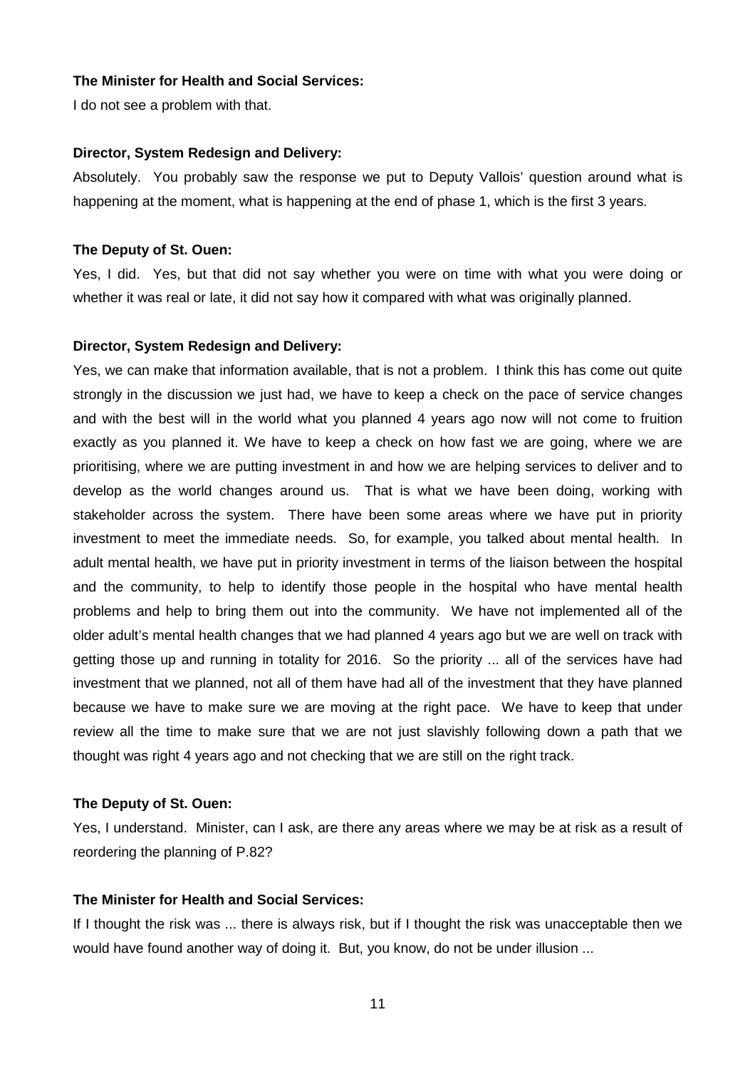**The Minister for Health and Social Services:**

I do not see a problem with that.

**Director, System Redesign and Delivery:**

Absolutely. You probably saw the response we put to Deputy Vallois' question around what is happening at the moment, what is happening at the end of phase 1, which is the first 3 years.

**The Deputy of St. Ouen:**

Yes, I did. Yes, but that did not say whether you were on time with what you were doing or whether it was real or late, it did not say how it compared with what was originally planned.

**Director, System Redesign and Delivery:**

Yes, we can make that information available, that is not a problem. I think this has come out quite strongly in the discussion we just had, we have to keep a check on the pace of service changes and with the best will in the world what you planned 4 years ago now will not come to fruition exactly as you planned it. We have to keep a check on how fast we are going, where we are prioritising, where we are putting investment in and how we are helping services to deliver and to develop as the world changes around us. That is what we have been doing, working with stakeholder across the system. There have been some areas where we have put in priority investment to meet the immediate needs. So, for example, you talked about mental health. In adult mental health, we have put in priority investment in terms of the liaison between the hospital and the community, to help to identify those people in the hospital who have mental health problems and help to bring them out into the community. We have not implemented all of the older adult's mental health changes that we had planned 4 years ago but we are well on track with getting those up and running in totality for 2016. So the priority ... all of the services have had investment that we planned, not all of them have had all of the investment that they have planned because we have to make sure we are moving at the right pace. We have to keep that under review all the time to make sure that we are not just slavishly following down a path that we thought was right 4 years ago and not checking that we are still on the right track.

**The Deputy of St. Ouen:**

Yes, I understand. Minister, can I ask, are there any areas where we may be at risk as a result of reordering the planning of P.82?

**The Minister for Health and Social Services:**

If I thought the risk was ... there is always risk, but if I thought the risk was unacceptable then we would have found another way of doing it. But, you know, do not be under illusion ...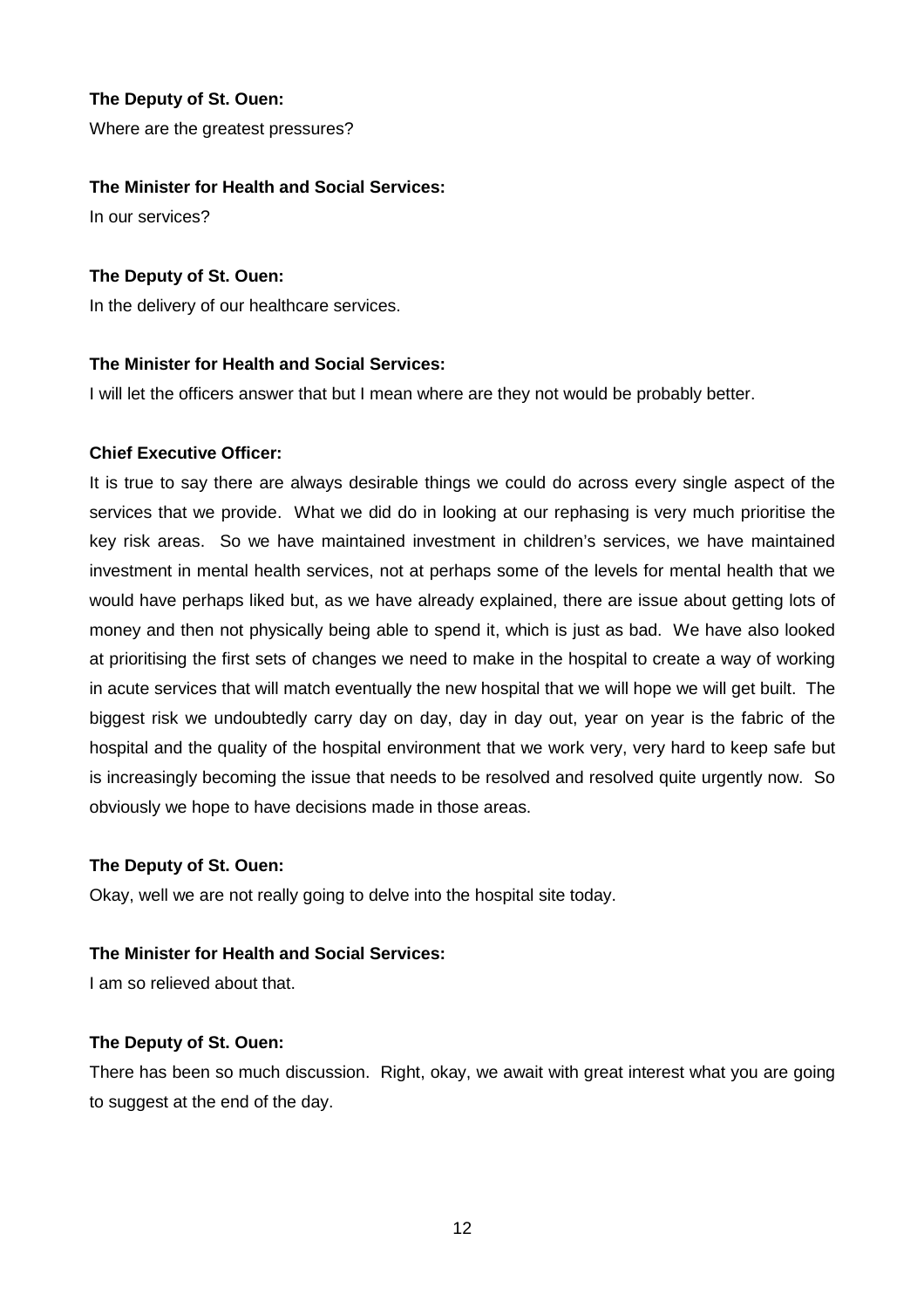**The Deputy of St. Ouen:**

Where are the greatest pressures?

**The Minister for Health and Social Services:**

In our services?

**The Deputy of St. Ouen:**

In the delivery of our healthcare services.

**The Minister for Health and Social Services:**

I will let the officers answer that but I mean where are they not would be probably better.

**Chief Executive Officer:**

It is true to say there are always desirable things we could do across every single aspect of the services that we provide. What we did do in looking at our rephasing is very much prioritise the key risk areas. So we have maintained investment in children's services, we have maintained investment in mental health services, not at perhaps some of the levels for mental health that we would have perhaps liked but, as we have already explained, there are issue about getting lots of money and then not physically being able to spend it, which is just as bad. We have also looked at prioritising the first sets of changes we need to make in the hospital to create a way of working in acute services that will match eventually the new hospital that we will hope we will get built. The biggest risk we undoubtedly carry day on day, day in day out, year on year is the fabric of the hospital and the quality of the hospital environment that we work very, very hard to keep safe but is increasingly becoming the issue that needs to be resolved and resolved quite urgently now. So obviously we hope to have decisions made in those areas.

**The Deputy of St. Ouen:**

Okay, well we are not really going to delve into the hospital site today.

**The Minister for Health and Social Services:**

I am so relieved about that.

**The Deputy of St. Ouen:**

There has been so much discussion. Right, okay, we await with great interest what you are going to suggest at the end of the day.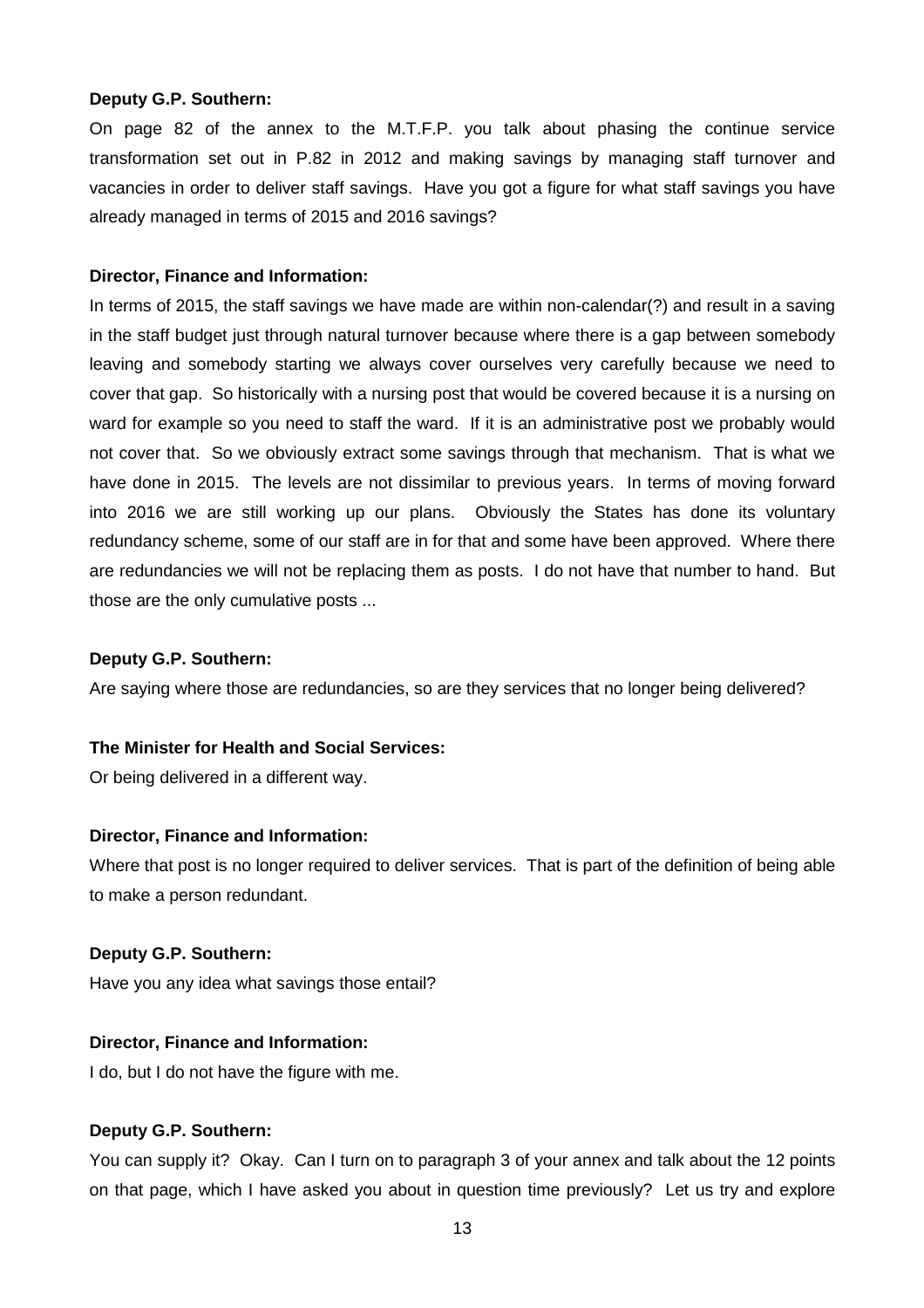**Deputy G.P. Southern:**

On page 82 of the annex to the M.T.F.P. you talk about phasing the continue service transformation set out in P.82 in 2012 and making savings by managing staff turnover and vacancies in order to deliver staff savings. Have you got a figure for what staff savings you have already managed in terms of 2015 and 2016 savings?

**Director, Finance and Information:**

In terms of 2015, the staff savings we have made are within non-calendar(?) and result in a saving in the staff budget just through natural turnover because where there is a gap between somebody leaving and somebody starting we always cover ourselves very carefully because we need to cover that gap. So historically with a nursing post that would be covered because it is a nursing on ward for example so you need to staff the ward. If it is an administrative post we probably would not cover that. So we obviously extract some savings through that mechanism. That is what we have done in 2015. The levels are not dissimilar to previous years. In terms of moving forward into 2016 we are still working up our plans. Obviously the States has done its voluntary redundancy scheme, some of our staff are in for that and some have been approved. Where there are redundancies we will not be replacing them as posts. I do not have that number to hand. But those are the only cumulative posts ...

**Deputy G.P. Southern:**

Are saying where those are redundancies, so are they services that no longer being delivered?

**The Minister for Health and Social Services:**

Or being delivered in a different way.

**Director, Finance and Information:**

Where that post is no longer required to deliver services. That is part of the definition of being able to make a person redundant.

**Deputy G.P. Southern:**

Have you any idea what savings those entail?

**Director, Finance and Information:**

I do, but I do not have the figure with me.

**Deputy G.P. Southern:**

You can supply it? Okay. Can I turn on to paragraph 3 of your annex and talk about the 12 points on that page, which I have asked you about in question time previously? Let us try and explore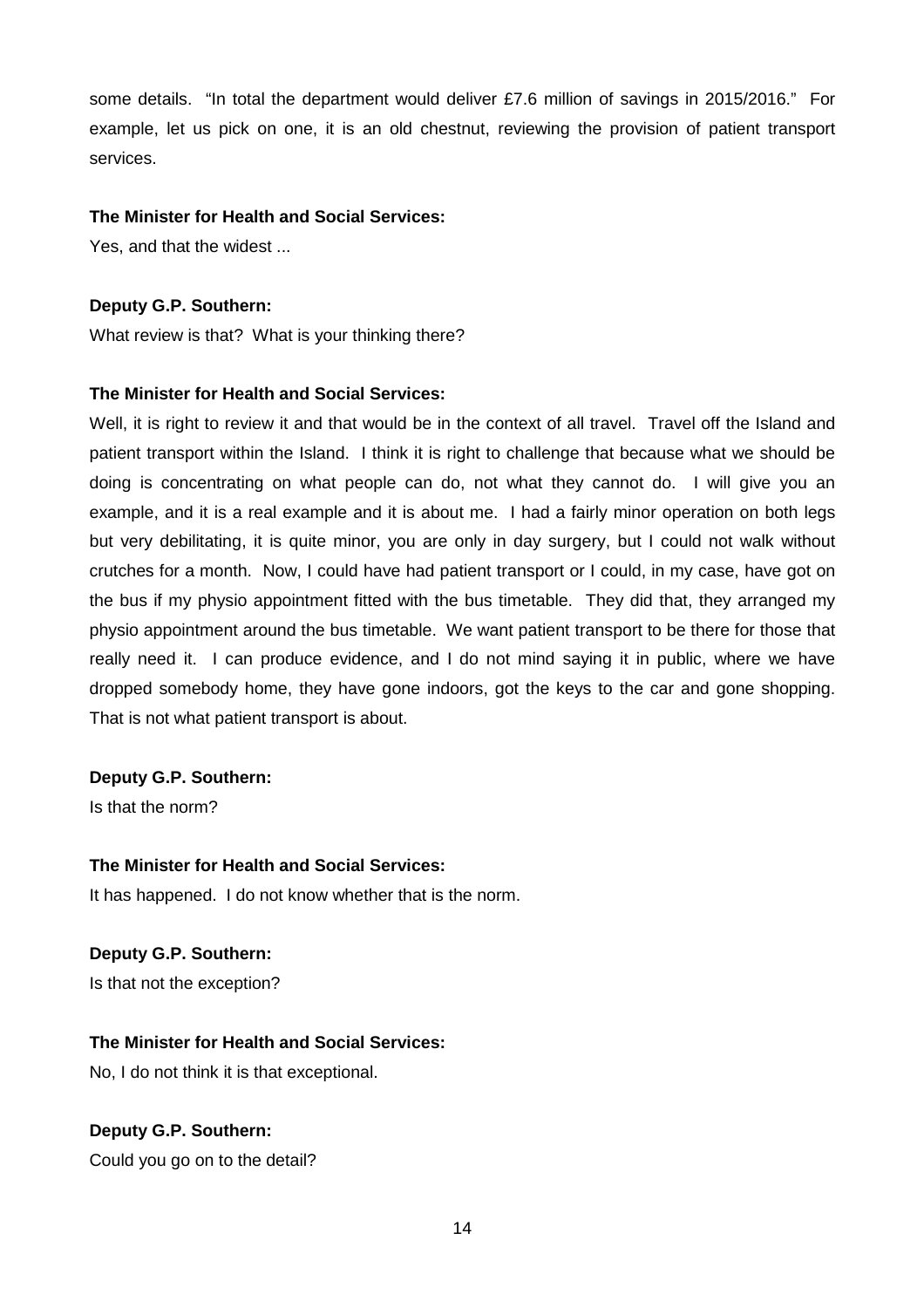some details. "In total the department would deliver £7.6 million of savings in 2015/2016." For example, let us pick on one, it is an old chestnut, reviewing the provision of patient transport services.

**The Minister for Health and Social Services:**

Yes, and that the widest ...

**Deputy G.P. Southern:**

What review is that? What is your thinking there?

**The Minister for Health and Social Services:**

Well, it is right to review it and that would be in the context of all travel. Travel off the Island and patient transport within the Island. I think it is right to challenge that because what we should be doing is concentrating on what people can do, not what they cannot do. I will give you an example, and it is a real example and it is about me. I had a fairly minor operation on both legs but very debilitating, it is quite minor, you are only in day surgery, but I could not walk without crutches for a month. Now, I could have had patient transport or I could, in my case, have got on the bus if my physio appointment fitted with the bus timetable. They did that, they arranged my physio appointment around the bus timetable. We want patient transport to be there for those that really need it. I can produce evidence, and I do not mind saying it in public, where we have dropped somebody home, they have gone indoors, got the keys to the car and gone shopping. That is not what patient transport is about.

**Deputy G.P. Southern:**

Is that the norm?

**The Minister for Health and Social Services:**

It has happened. I do not know whether that is the norm.

**Deputy G.P. Southern:**

Is that not the exception?

**The Minister for Health and Social Services:**

No, I do not think it is that exceptional.

**Deputy G.P. Southern:**

Could you go on to the detail?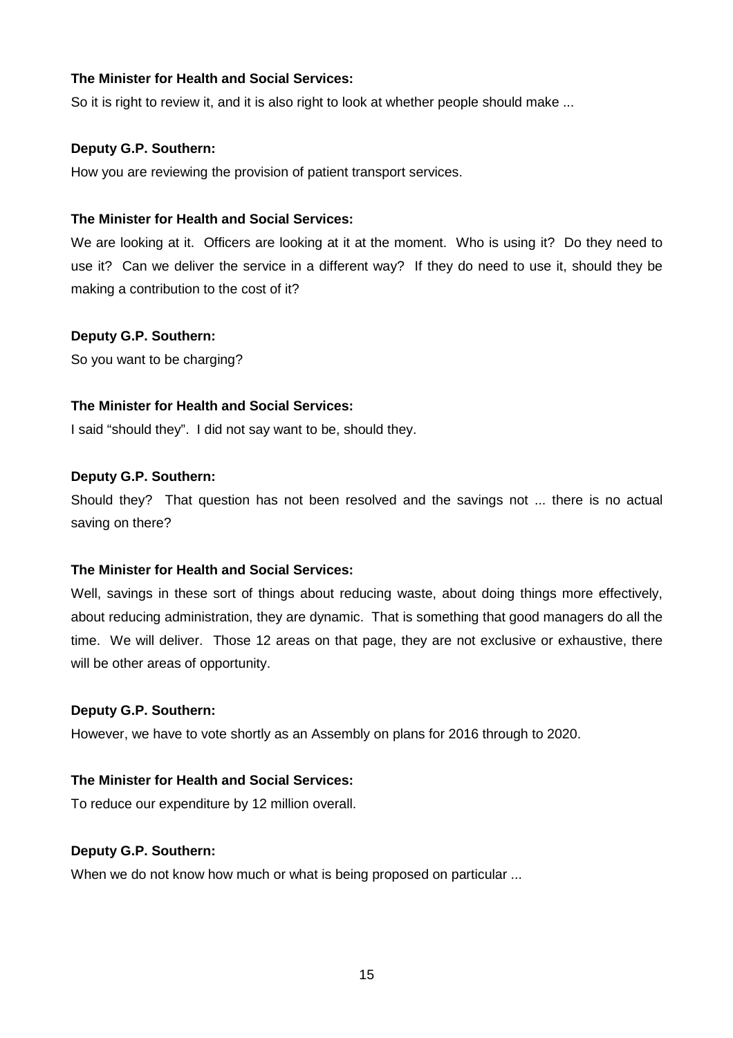**The Minister for Health and Social Services:**

So it is right to review it, and it is also right to look at whether people should make ...

**Deputy G.P. Southern:**

How you are reviewing the provision of patient transport services.

**The Minister for Health and Social Services:**

We are looking at it. Officers are looking at it at the moment. Who is using it? Do they need to use it? Can we deliver the service in a different way? If they do need to use it, should they be making a contribution to the cost of it?

**Deputy G.P. Southern:**

So you want to be charging?

**The Minister for Health and Social Services:**

I said "should they". I did not say want to be, should they.

**Deputy G.P. Southern:**

Should they? That question has not been resolved and the savings not ... there is no actual saving on there?

**The Minister for Health and Social Services:**

Well, savings in these sort of things about reducing waste, about doing things more effectively, about reducing administration, they are dynamic. That is something that good managers do all the time. We will deliver. Those 12 areas on that page, they are not exclusive or exhaustive, there will be other areas of opportunity.

**Deputy G.P. Southern:**

However, we have to vote shortly as an Assembly on plans for 2016 through to 2020.

**The Minister for Health and Social Services:**

To reduce our expenditure by 12 million overall.

**Deputy G.P. Southern:**

When we do not know how much or what is being proposed on particular ...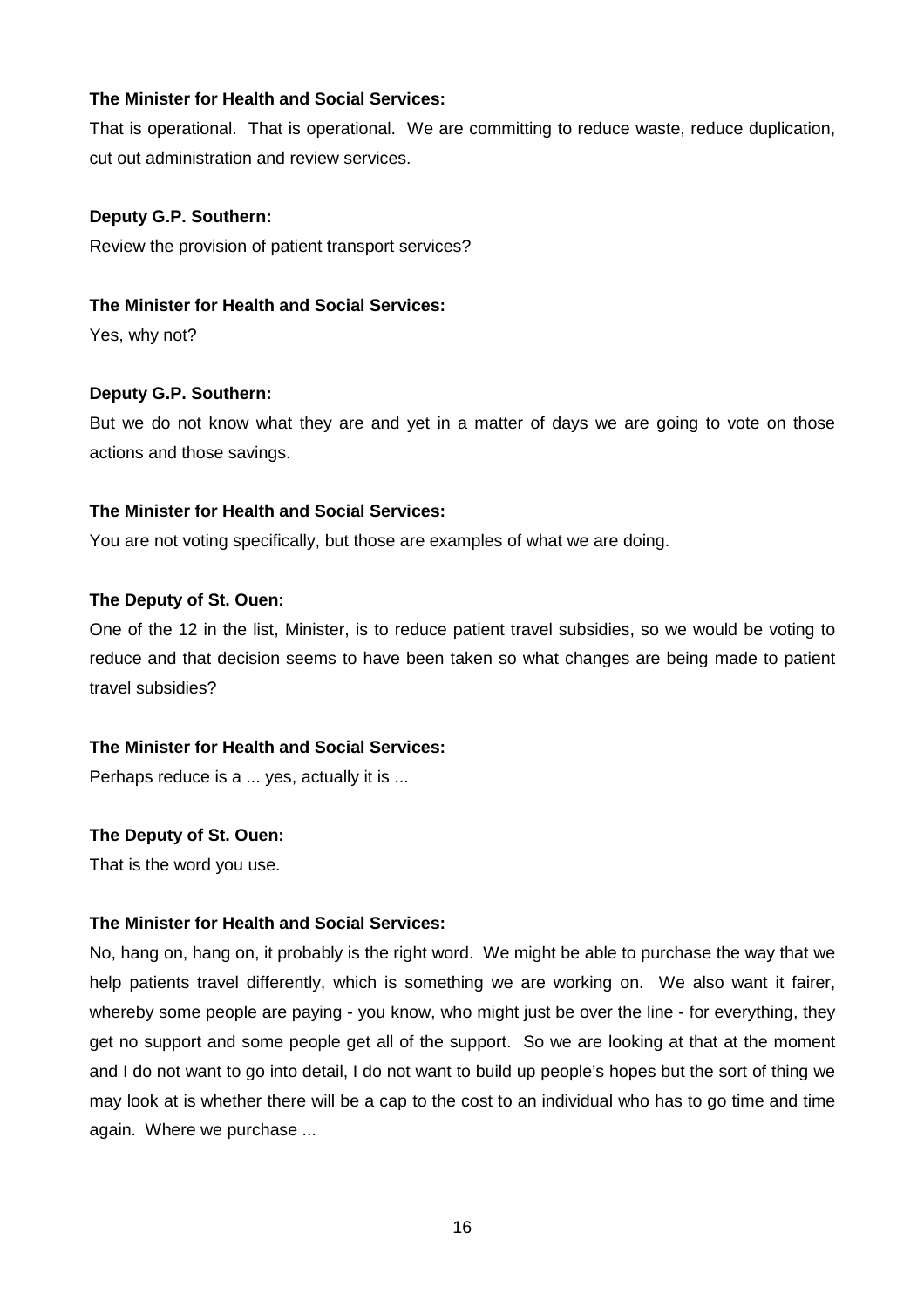**The Minister for Health and Social Services:**

That is operational. That is operational. We are committing to reduce waste, reduce duplication, cut out administration and review services.

**Deputy G.P. Southern:**

Review the provision of patient transport services?

**The Minister for Health and Social Services:**

Yes, why not?

**Deputy G.P. Southern:**

But we do not know what they are and yet in a matter of days we are going to vote on those actions and those savings.

**The Minister for Health and Social Services:**

You are not voting specifically, but those are examples of what we are doing.

**The Deputy of St. Ouen:**

One of the 12 in the list, Minister, is to reduce patient travel subsidies, so we would be voting to reduce and that decision seems to have been taken so what changes are being made to patient travel subsidies?

**The Minister for Health and Social Services:**

Perhaps reduce is a ... yes, actually it is ...

**The Deputy of St. Ouen:**

That is the word you use.

**The Minister for Health and Social Services:**

No, hang on, hang on, it probably is the right word. We might be able to purchase the way that we help patients travel differently, which is something we are working on. We also want it fairer, whereby some people are paying - you know, who might just be over the line - for everything, they get no support and some people get all of the support. So we are looking at that at the moment and I do not want to go into detail, I do not want to build up people's hopes but the sort of thing we may look at is whether there will be a cap to the cost to an individual who has to go time and time again. Where we purchase ...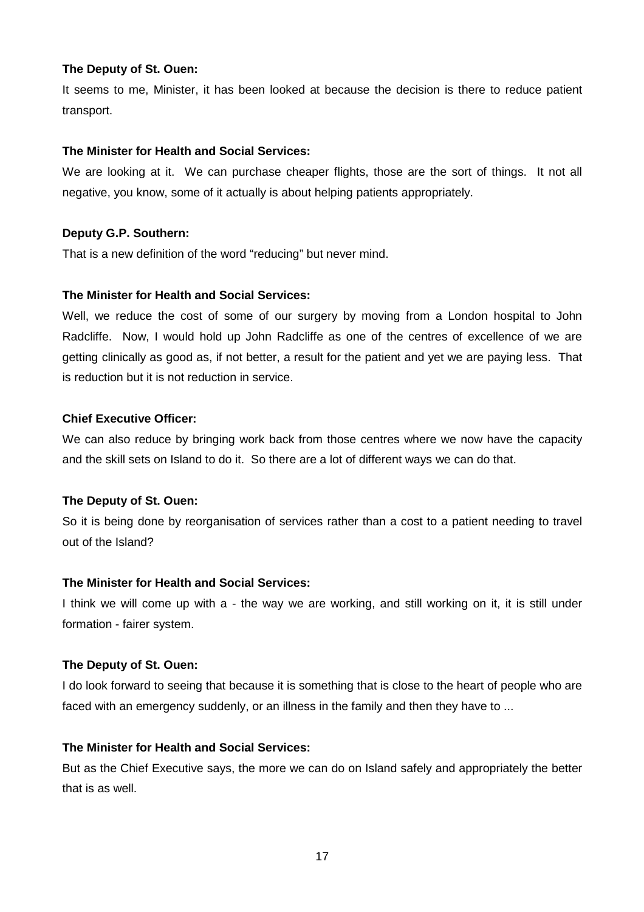**The Deputy of St. Ouen:**

It seems to me, Minister, it has been looked at because the decision is there to reduce patient transport.

**The Minister for Health and Social Services:**

We are looking at it. We can purchase cheaper flights, those are the sort of things. It not all negative, you know, some of it actually is about helping patients appropriately.

**Deputy G.P. Southern:**

That is a new definition of the word "reducing" but never mind.

**The Minister for Health and Social Services:**

Well, we reduce the cost of some of our surgery by moving from a London hospital to John Radcliffe. Now, I would hold up John Radcliffe as one of the centres of excellence of we are getting clinically as good as, if not better, a result for the patient and yet we are paying less. That is reduction but it is not reduction in service.

**Chief Executive Officer:**

We can also reduce by bringing work back from those centres where we now have the capacity and the skill sets on Island to do it. So there are a lot of different ways we can do that.

**The Deputy of St. Ouen:**

So it is being done by reorganisation of services rather than a cost to a patient needing to travel out of the Island?

**The Minister for Health and Social Services:**

I think we will come up with a - the way we are working, and still working on it, it is still under formation - fairer system.

**The Deputy of St. Ouen:**

I do look forward to seeing that because it is something that is close to the heart of people who are faced with an emergency suddenly, or an illness in the family and then they have to ...

**The Minister for Health and Social Services:**

But as the Chief Executive says, the more we can do on Island safely and appropriately the better that is as well.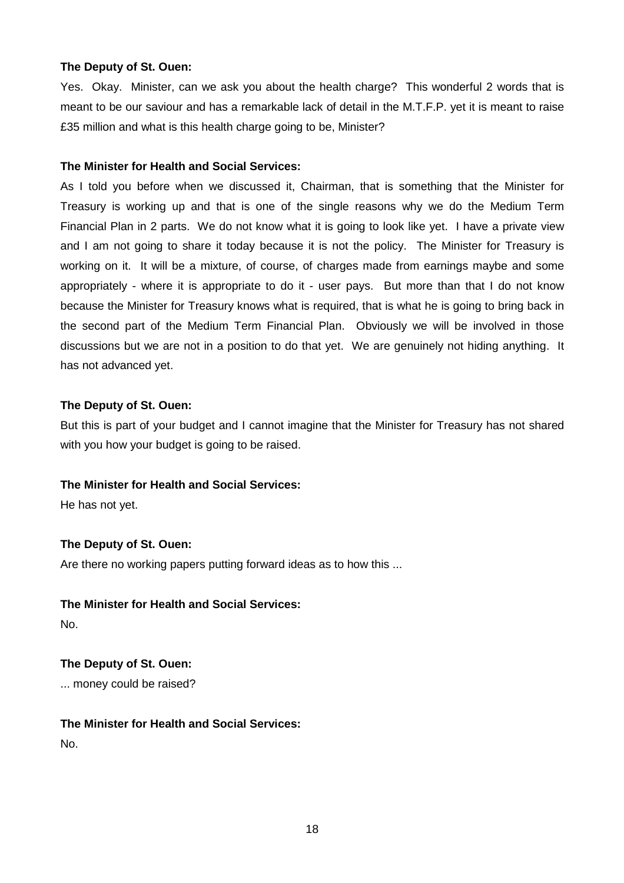**The Deputy of St. Ouen:**

Yes. Okay. Minister, can we ask you about the health charge? This wonderful 2 words that is meant to be our saviour and has a remarkable lack of detail in the M.T.F.P. yet it is meant to raise £35 million and what is this health charge going to be, Minister?

**The Minister for Health and Social Services:**

As I told you before when we discussed it, Chairman, that is something that the Minister for Treasury is working up and that is one of the single reasons why we do the Medium Term Financial Plan in 2 parts. We do not know what it is going to look like yet. I have a private view and I am not going to share it today because it is not the policy. The Minister for Treasury is working on it. It will be a mixture, of course, of charges made from earnings maybe and some appropriately - where it is appropriate to do it - user pays. But more than that I do not know because the Minister for Treasury knows what is required, that is what he is going to bring back in the second part of the Medium Term Financial Plan. Obviously we will be involved in those discussions but we are not in a position to do that yet. We are genuinely not hiding anything. It has not advanced yet.

**The Deputy of St. Ouen:**

But this is part of your budget and I cannot imagine that the Minister for Treasury has not shared with you how your budget is going to be raised.

**The Minister for Health and Social Services:**

He has not yet.

**The Deputy of St. Ouen:**

Are there no working papers putting forward ideas as to how this ...

**The Minister for Health and Social Services:**

No.

**The Deputy of St. Ouen:**

... money could be raised?

**The Minister for Health and Social Services:**

No.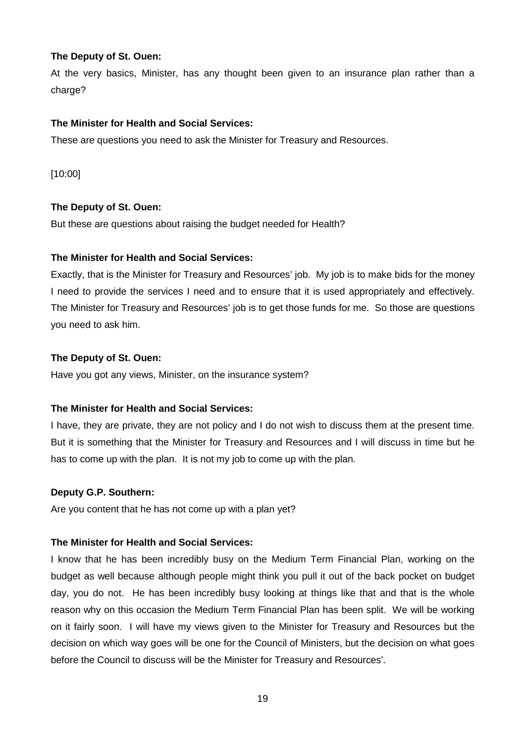**The Deputy of St. Ouen:**

At the very basics, Minister, has any thought been given to an insurance plan rather than a charge?

**The Minister for Health and Social Services:**

These are questions you need to ask the Minister for Treasury and Resources.

[10:00]

**The Deputy of St. Ouen:**

But these are questions about raising the budget needed for Health?

**The Minister for Health and Social Services:**

Exactly, that is the Minister for Treasury and Resources' job. My job is to make bids for the money I need to provide the services I need and to ensure that it is used appropriately and effectively. The Minister for Treasury and Resources' job is to get those funds for me. So those are questions you need to ask him.

**The Deputy of St. Ouen:**

Have you got any views, Minister, on the insurance system?

**The Minister for Health and Social Services:**

I have, they are private, they are not policy and I do not wish to discuss them at the present time. But it is something that the Minister for Treasury and Resources and I will discuss in time but he has to come up with the plan. It is not my job to come up with the plan.

**Deputy G.P. Southern:**

Are you content that he has not come up with a plan yet?

**The Minister for Health and Social Services:**

I know that he has been incredibly busy on the Medium Term Financial Plan, working on the budget as well because although people might think you pull it out of the back pocket on budget day, you do not. He has been incredibly busy looking at things like that and that is the whole reason why on this occasion the Medium Term Financial Plan has been split. We will be working on it fairly soon. I will have my views given to the Minister for Treasury and Resources but the decision on which way goes will be one for the Council of Ministers, but the decision on what goes before the Council to discuss will be the Minister for Treasury and Resources'.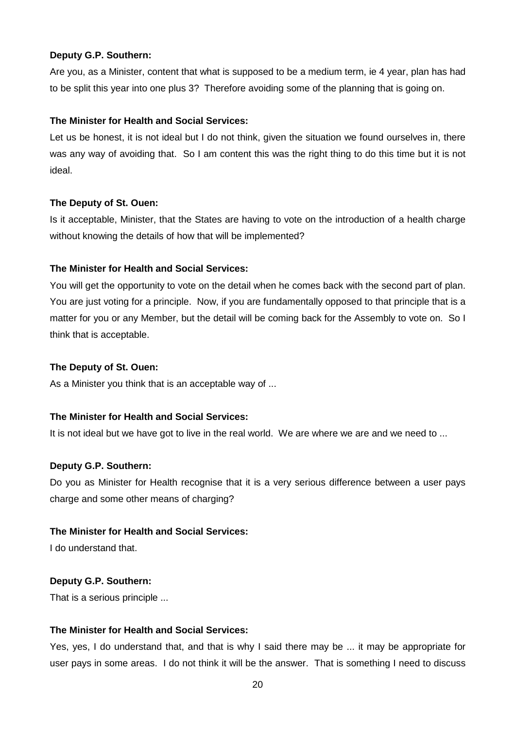**Deputy G.P. Southern:**

Are you, as a Minister, content that what is supposed to be a medium term, ie 4 year, plan has had to be split this year into one plus 3? Therefore avoiding some of the planning that is going on.

**The Minister for Health and Social Services:**

Let us be honest, it is not ideal but I do not think, given the situation we found ourselves in, there was any way of avoiding that. So I am content this was the right thing to do this time but it is not ideal.

**The Deputy of St. Ouen:**

Is it acceptable, Minister, that the States are having to vote on the introduction of a health charge without knowing the details of how that will be implemented?

**The Minister for Health and Social Services:**

You will get the opportunity to vote on the detail when he comes back with the second part of plan. You are just voting for a principle. Now, if you are fundamentally opposed to that principle that is a matter for you or any Member, but the detail will be coming back for the Assembly to vote on. So I think that is acceptable.

**The Deputy of St. Ouen:**

As a Minister you think that is an acceptable way of ...

**The Minister for Health and Social Services:**

It is not ideal but we have got to live in the real world. We are where we are and we need to ...

**Deputy G.P. Southern:**

Do you as Minister for Health recognise that it is a very serious difference between a user pays charge and some other means of charging?

**The Minister for Health and Social Services:**

I do understand that.

**Deputy G.P. Southern:**

That is a serious principle ...

**The Minister for Health and Social Services:**

Yes, yes, I do understand that, and that is why I said there may be ... it may be appropriate for user pays in some areas. I do not think it will be the answer. That is something I need to discuss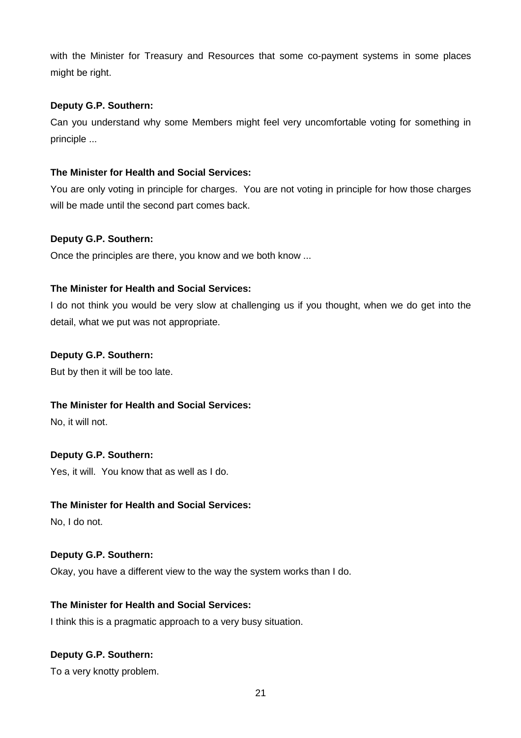with the Minister for Treasury and Resources that some co-payment systems in some places might be right.

**Deputy G.P. Southern:**

Can you understand why some Members might feel very uncomfortable voting for something in principle ...

**The Minister for Health and Social Services:**

You are only voting in principle for charges. You are not voting in principle for how those charges will be made until the second part comes back.

**Deputy G.P. Southern:**

Once the principles are there, you know and we both know ...

**The Minister for Health and Social Services:**

I do not think you would be very slow at challenging us if you thought, when we do get into the detail, what we put was not appropriate.

**Deputy G.P. Southern:**

But by then it will be too late.

**The Minister for Health and Social Services:**

No, it will not.

**Deputy G.P. Southern:**

Yes, it will. You know that as well as I do.

**The Minister for Health and Social Services:**

No, I do not.

**Deputy G.P. Southern:**

Okay, you have a different view to the way the system works than I do.

**The Minister for Health and Social Services:**

I think this is a pragmatic approach to a very busy situation.

**Deputy G.P. Southern:**

To a very knotty problem.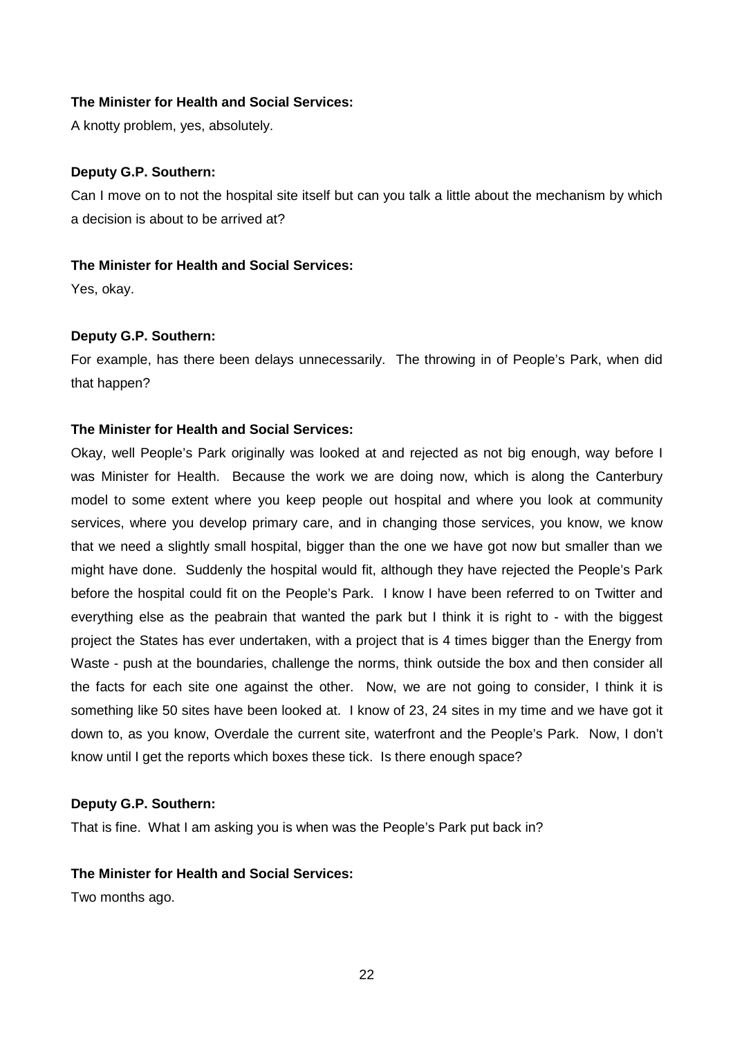**The Minister for Health and Social Services:**

A knotty problem, yes, absolutely.

**Deputy G.P. Southern:**

Can I move on to not the hospital site itself but can you talk a little about the mechanism by which a decision is about to be arrived at?

**The Minister for Health and Social Services:**

Yes, okay.

**Deputy G.P. Southern:**

For example, has there been delays unnecessarily. The throwing in of People's Park, when did that happen?

**The Minister for Health and Social Services:**

Okay, well People's Park originally was looked at and rejected as not big enough, way before I was Minister for Health. Because the work we are doing now, which is along the Canterbury model to some extent where you keep people out hospital and where you look at community services, where you develop primary care, and in changing those services, you know, we know that we need a slightly small hospital, bigger than the one we have got now but smaller than we might have done. Suddenly the hospital would fit, although they have rejected the People's Park before the hospital could fit on the People's Park. I know I have been referred to on Twitter and everything else as the peabrain that wanted the park but I think it is right to - with the biggest project the States has ever undertaken, with a project that is 4 times bigger than the Energy from Waste - push at the boundaries, challenge the norms, think outside the box and then consider all the facts for each site one against the other. Now, we are not going to consider, I think it is something like 50 sites have been looked at. I know of 23, 24 sites in my time and we have got it down to, as you know, Overdale the current site, waterfront and the People's Park. Now, I don't know until I get the reports which boxes these tick. Is there enough space?

**Deputy G.P. Southern:**

That is fine. What I am asking you is when was the People's Park put back in?

**The Minister for Health and Social Services:**

Two months ago.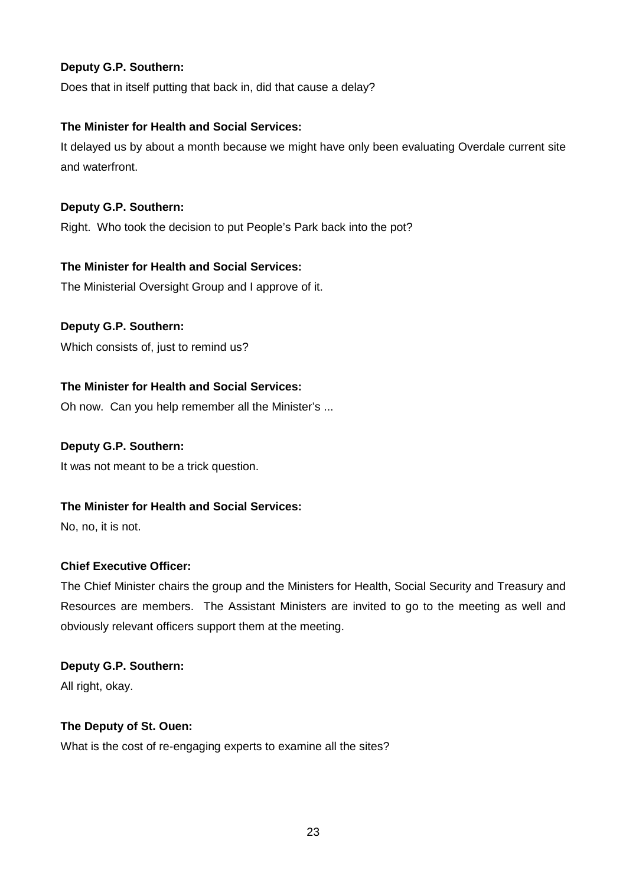**Deputy G.P. Southern:**

Does that in itself putting that back in, did that cause a delay?

**The Minister for Health and Social Services:**

It delayed us by about a month because we might have only been evaluating Overdale current site and waterfront.

**Deputy G.P. Southern:**

Right. Who took the decision to put People's Park back into the pot?

**The Minister for Health and Social Services:**

The Ministerial Oversight Group and I approve of it.

**Deputy G.P. Southern:**

Which consists of, just to remind us?

**The Minister for Health and Social Services:**

Oh now. Can you help remember all the Minister's ...

**Deputy G.P. Southern:**

It was not meant to be a trick question.

**The Minister for Health and Social Services:**

No, no, it is not.

**Chief Executive Officer:**

The Chief Minister chairs the group and the Ministers for Health, Social Security and Treasury and Resources are members. The Assistant Ministers are invited to go to the meeting as well and obviously relevant officers support them at the meeting.

**Deputy G.P. Southern:**

All right, okay.

**The Deputy of St. Ouen:**

What is the cost of re-engaging experts to examine all the sites?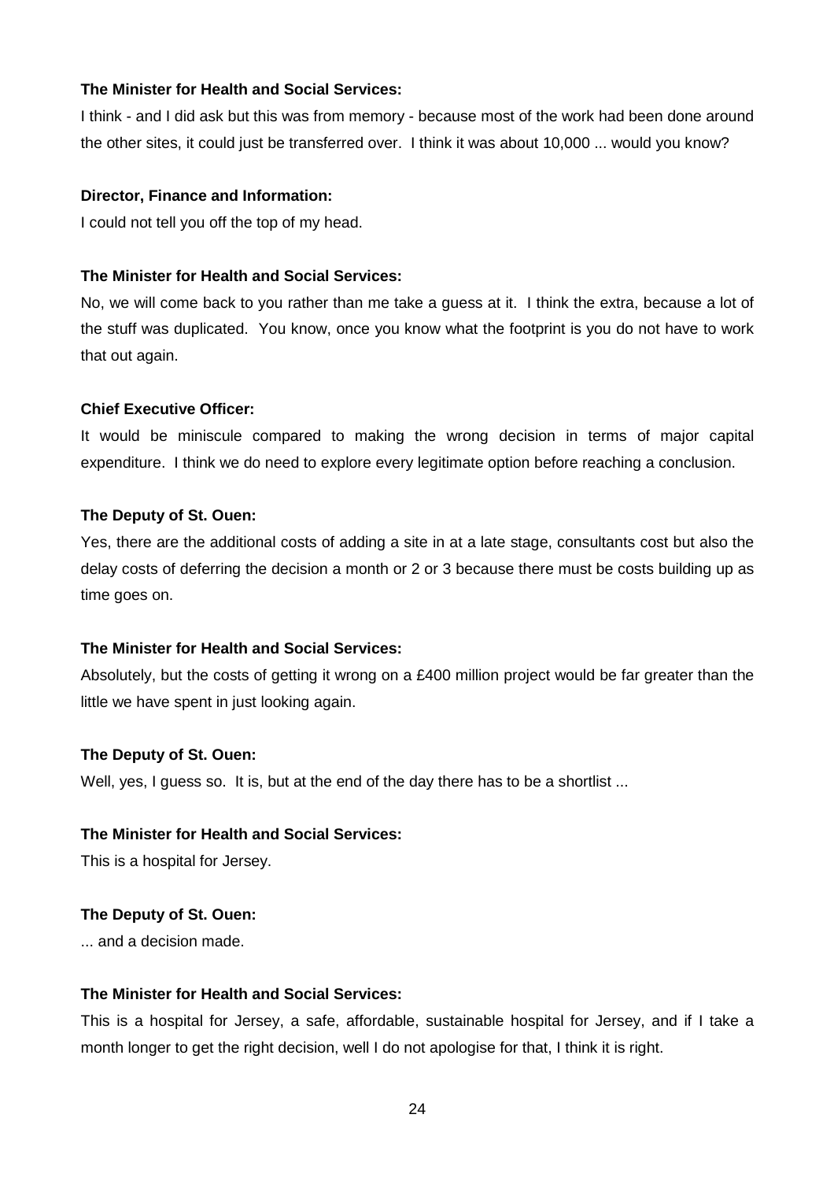**The Minister for Health and Social Services:**

I think - and I did ask but this was from memory - because most of the work had been done around the other sites, it could just be transferred over. I think it was about 10,000 ... would you know?

**Director, Finance and Information:**

I could not tell you off the top of my head.

**The Minister for Health and Social Services:**

No, we will come back to you rather than me take a guess at it. I think the extra, because a lot of the stuff was duplicated. You know, once you know what the footprint is you do not have to work that out again.

**Chief Executive Officer:**

It would be miniscule compared to making the wrong decision in terms of major capital expenditure. I think we do need to explore every legitimate option before reaching a conclusion.

**The Deputy of St. Ouen:**

Yes, there are the additional costs of adding a site in at a late stage, consultants cost but also the delay costs of deferring the decision a month or 2 or 3 because there must be costs building up as time goes on.

**The Minister for Health and Social Services:**

Absolutely, but the costs of getting it wrong on a £400 million project would be far greater than the little we have spent in just looking again.

**The Deputy of St. Ouen:**

Well, yes, I guess so. It is, but at the end of the day there has to be a shortlist ...

**The Minister for Health and Social Services:**

This is a hospital for Jersey.

**The Deputy of St. Ouen:**

... and a decision made.

**The Minister for Health and Social Services:**

This is a hospital for Jersey, a safe, affordable, sustainable hospital for Jersey, and if I take a month longer to get the right decision, well I do not apologise for that, I think it is right.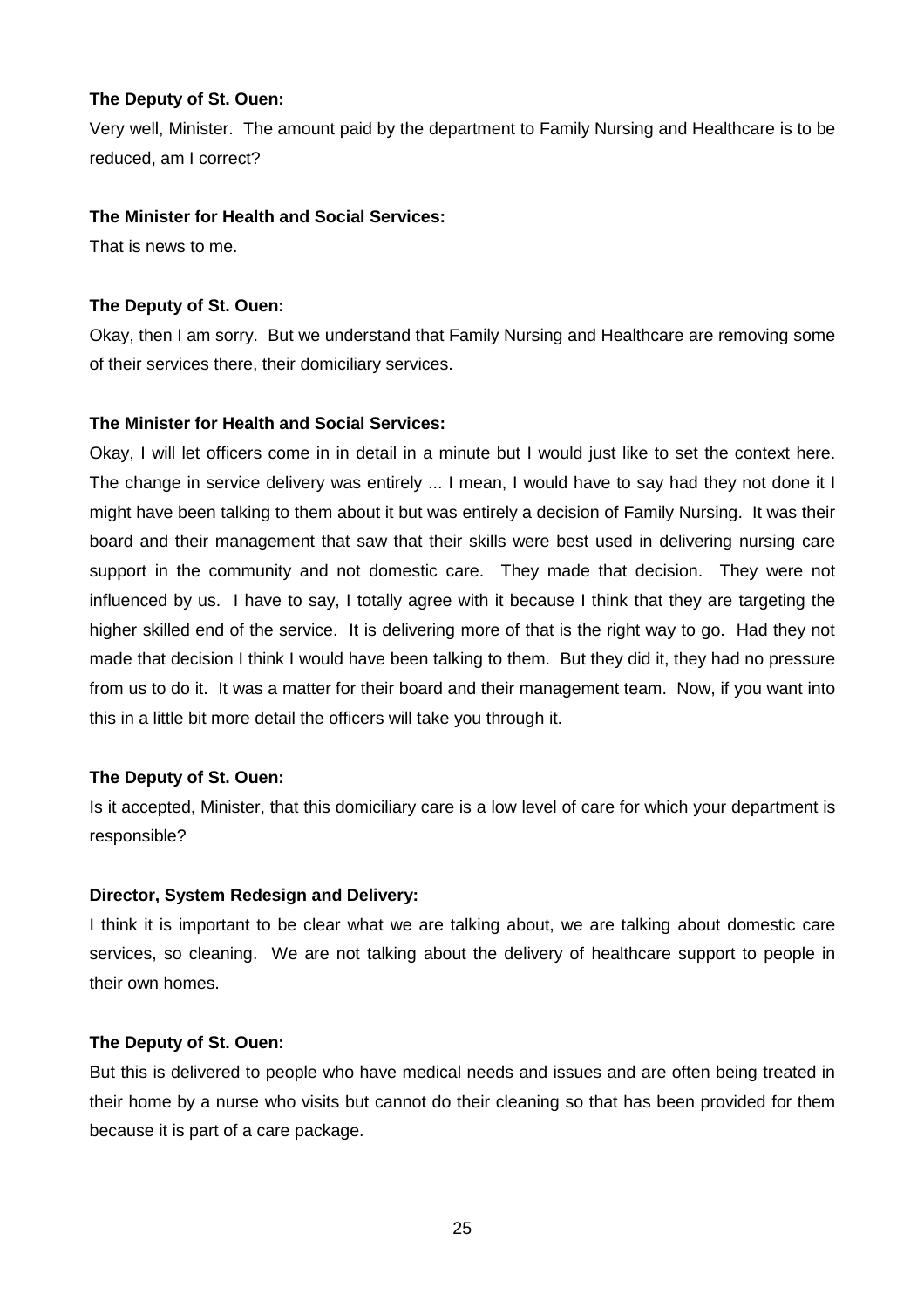**The Deputy of St. Ouen:**

Very well, Minister. The amount paid by the department to Family Nursing and Healthcare is to be reduced, am I correct?

**The Minister for Health and Social Services:**

That is news to me.

**The Deputy of St. Ouen:**

Okay, then I am sorry. But we understand that Family Nursing and Healthcare are removing some of their services there, their domiciliary services.

**The Minister for Health and Social Services:**

Okay, I will let officers come in in detail in a minute but I would just like to set the context here. The change in service delivery was entirely ... I mean, I would have to say had they not done it I might have been talking to them about it but was entirely a decision of Family Nursing. It was their board and their management that saw that their skills were best used in delivering nursing care support in the community and not domestic care. They made that decision. They were not influenced by us. I have to say, I totally agree with it because I think that they are targeting the higher skilled end of the service. It is delivering more of that is the right way to go. Had they not made that decision I think I would have been talking to them. But they did it, they had no pressure from us to do it. It was a matter for their board and their management team. Now, if you want into this in a little bit more detail the officers will take you through it.

**The Deputy of St. Ouen:**

Is it accepted, Minister, that this domiciliary care is a low level of care for which your department is responsible?

**Director, System Redesign and Delivery:**

I think it is important to be clear what we are talking about, we are talking about domestic care services, so cleaning. We are not talking about the delivery of healthcare support to people in their own homes.

**The Deputy of St. Ouen:**

But this is delivered to people who have medical needs and issues and are often being treated in their home by a nurse who visits but cannot do their cleaning so that has been provided for them because it is part of a care package.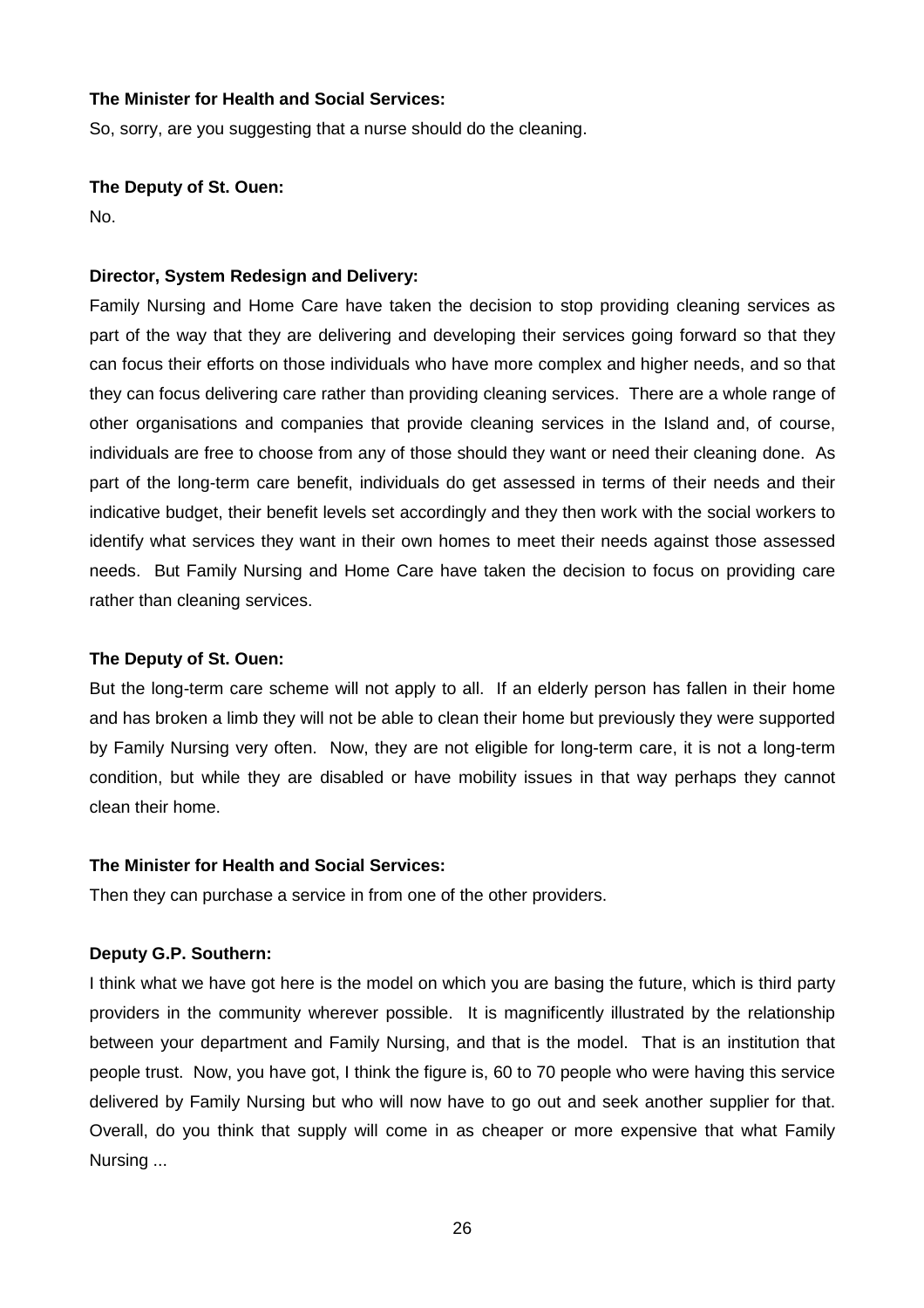**The Minister for Health and Social Services:**

So, sorry, are you suggesting that a nurse should do the cleaning.

**The Deputy of St. Ouen:**

No.

**Director, System Redesign and Delivery:**

Family Nursing and Home Care have taken the decision to stop providing cleaning services as part of the way that they are delivering and developing their services going forward so that they can focus their efforts on those individuals who have more complex and higher needs, and so that they can focus delivering care rather than providing cleaning services. There are a whole range of other organisations and companies that provide cleaning services in the Island and, of course, individuals are free to choose from any of those should they want or need their cleaning done. As part of the long-term care benefit, individuals do get assessed in terms of their needs and their indicative budget, their benefit levels set accordingly and they then work with the social workers to identify what services they want in their own homes to meet their needs against those assessed needs. But Family Nursing and Home Care have taken the decision to focus on providing care rather than cleaning services.

**The Deputy of St. Ouen:**

But the long-term care scheme will not apply to all. If an elderly person has fallen in their home and has broken a limb they will not be able to clean their home but previously they were supported by Family Nursing very often. Now, they are not eligible for long-term care, it is not a long-term condition, but while they are disabled or have mobility issues in that way perhaps they cannot clean their home.

**The Minister for Health and Social Services:**

Then they can purchase a service in from one of the other providers.

**Deputy G.P. Southern:**

I think what we have got here is the model on which you are basing the future, which is third party providers in the community wherever possible. It is magnificently illustrated by the relationship between your department and Family Nursing, and that is the model. That is an institution that people trust. Now, you have got, I think the figure is, 60 to 70 people who were having this service delivered by Family Nursing but who will now have to go out and seek another supplier for that. Overall, do you think that supply will come in as cheaper or more expensive that what Family Nursing ...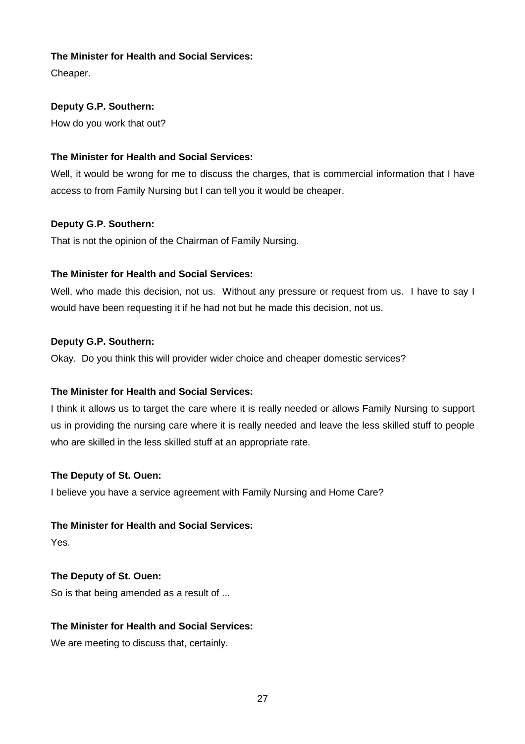**The Minister for Health and Social Services:**

Cheaper.

**Deputy G.P. Southern:**

How do you work that out?

**The Minister for Health and Social Services:**

Well, it would be wrong for me to discuss the charges, that is commercial information that I have access to from Family Nursing but I can tell you it would be cheaper.

**Deputy G.P. Southern:**

That is not the opinion of the Chairman of Family Nursing.

**The Minister for Health and Social Services:**

Well, who made this decision, not us. Without any pressure or request from us. I have to say I would have been requesting it if he had not but he made this decision, not us.

**Deputy G.P. Southern:**

Okay. Do you think this will provider wider choice and cheaper domestic services?

**The Minister for Health and Social Services:**

I think it allows us to target the care where it is really needed or allows Family Nursing to support us in providing the nursing care where it is really needed and leave the less skilled stuff to people who are skilled in the less skilled stuff at an appropriate rate.

**The Deputy of St. Ouen:**

I believe you have a service agreement with Family Nursing and Home Care?

**The Minister for Health and Social Services:**

Yes.

**The Deputy of St. Ouen:**

So is that being amended as a result of ...

**The Minister for Health and Social Services:**

We are meeting to discuss that, certainly.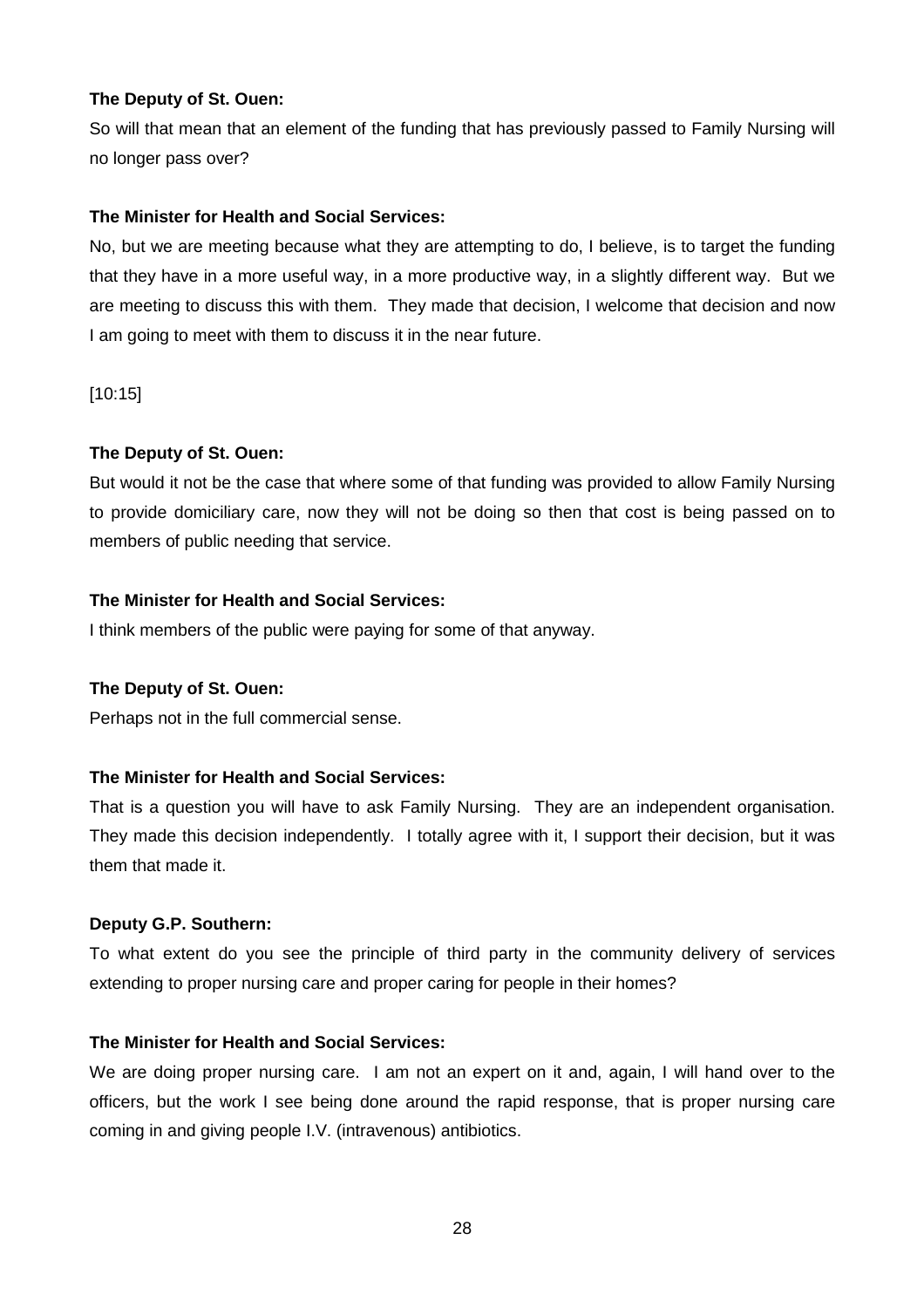**The Deputy of St. Ouen:**

So will that mean that an element of the funding that has previously passed to Family Nursing will no longer pass over?

**The Minister for Health and Social Services:**

No, but we are meeting because what they are attempting to do, I believe, is to target the funding that they have in a more useful way, in a more productive way, in a slightly different way. But we are meeting to discuss this with them. They made that decision, I welcome that decision and now I am going to meet with them to discuss it in the near future.

[10:15]

**The Deputy of St. Ouen:**

But would it not be the case that where some of that funding was provided to allow Family Nursing to provide domiciliary care, now they will not be doing so then that cost is being passed on to members of public needing that service.

**The Minister for Health and Social Services:**

I think members of the public were paying for some of that anyway.

**The Deputy of St. Ouen:**

Perhaps not in the full commercial sense.

**The Minister for Health and Social Services:**

That is a question you will have to ask Family Nursing. They are an independent organisation. They made this decision independently. I totally agree with it, I support their decision, but it was them that made it.

**Deputy G.P. Southern:**

To what extent do you see the principle of third party in the community delivery of services extending to proper nursing care and proper caring for people in their homes?

**The Minister for Health and Social Services:**

We are doing proper nursing care. I am not an expert on it and, again, I will hand over to the officers, but the work I see being done around the rapid response, that is proper nursing care coming in and giving people I.V. (intravenous) antibiotics.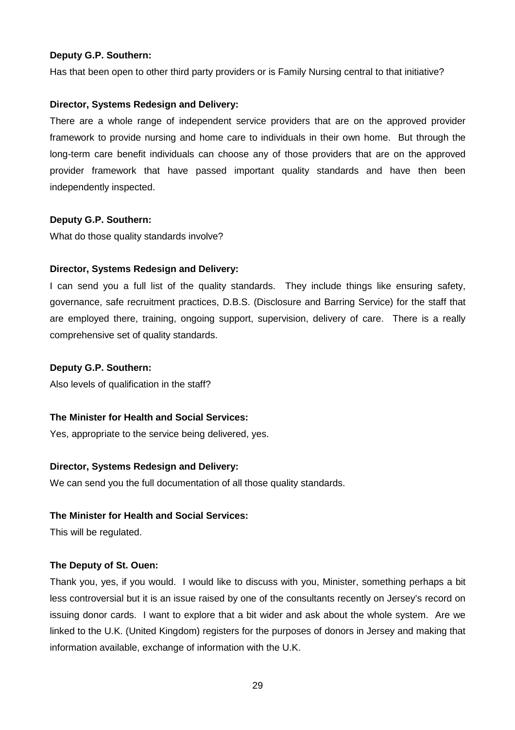**Deputy G.P. Southern:**

Has that been open to other third party providers or is Family Nursing central to that initiative?

**Director, Systems Redesign and Delivery:**

There are a whole range of independent service providers that are on the approved provider framework to provide nursing and home care to individuals in their own home. But through the long-term care benefit individuals can choose any of those providers that are on the approved provider framework that have passed important quality standards and have then been independently inspected.

**Deputy G.P. Southern:**

What do those quality standards involve?

**Director, Systems Redesign and Delivery:**

I can send you a full list of the quality standards. They include things like ensuring safety, governance, safe recruitment practices, D.B.S. (Disclosure and Barring Service) for the staff that are employed there, training, ongoing support, supervision, delivery of care. There is a really comprehensive set of quality standards.

**Deputy G.P. Southern:**

Also levels of qualification in the staff?

**The Minister for Health and Social Services:**

Yes, appropriate to the service being delivered, yes.

**Director, Systems Redesign and Delivery:**

We can send you the full documentation of all those quality standards.

**The Minister for Health and Social Services:**

This will be regulated.

**The Deputy of St. Ouen:**

Thank you, yes, if you would. I would like to discuss with you, Minister, something perhaps a bit less controversial but it is an issue raised by one of the consultants recently on Jersey's record on issuing donor cards. I want to explore that a bit wider and ask about the whole system. Are we linked to the U.K. (United Kingdom) registers for the purposes of donors in Jersey and making that information available, exchange of information with the U.K.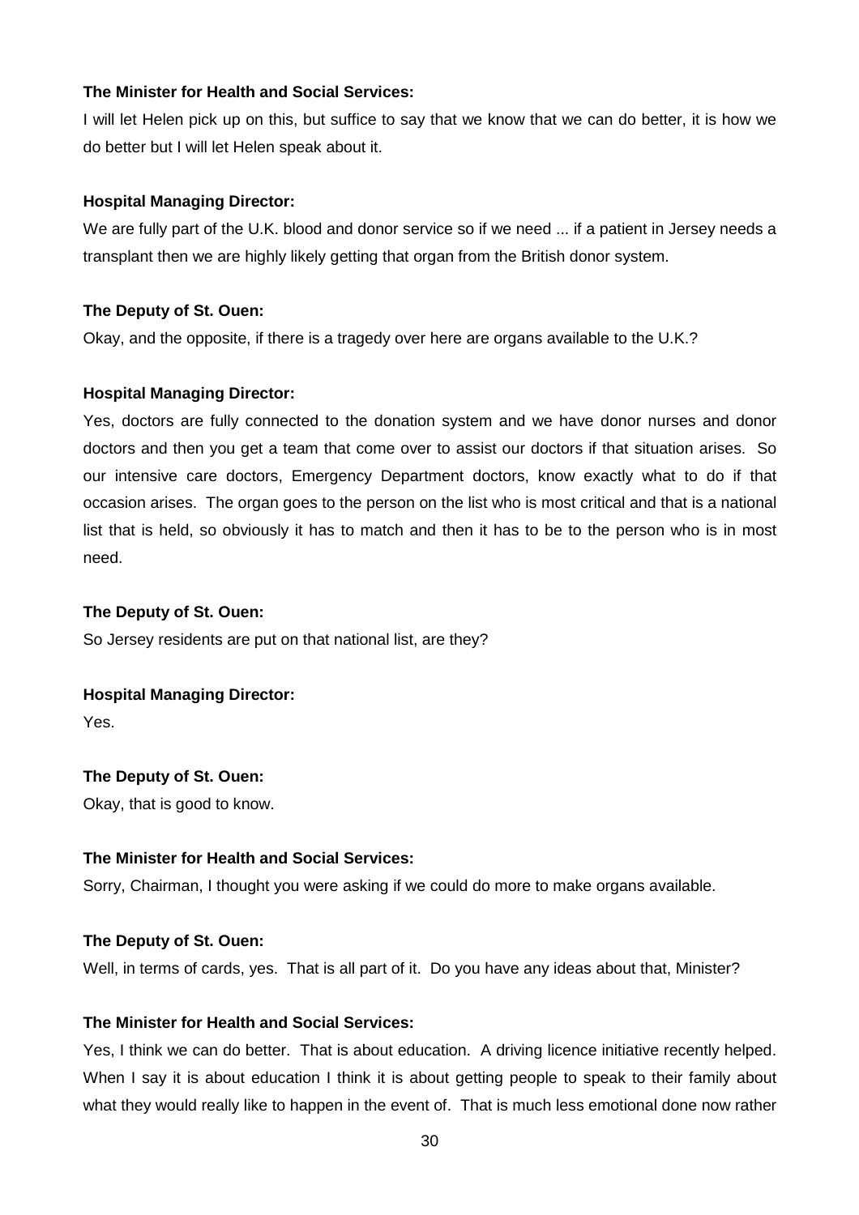**The Minister for Health and Social Services:**

I will let Helen pick up on this, but suffice to say that we know that we can do better, it is how we do better but I will let Helen speak about it.

**Hospital Managing Director:**

We are fully part of the U.K. blood and donor service so if we need ... if a patient in Jersey needs a transplant then we are highly likely getting that organ from the British donor system.

**The Deputy of St. Ouen:**

Okay, and the opposite, if there is a tragedy over here are organs available to the U.K.?

**Hospital Managing Director:**

Yes, doctors are fully connected to the donation system and we have donor nurses and donor doctors and then you get a team that come over to assist our doctors if that situation arises. So our intensive care doctors, Emergency Department doctors, know exactly what to do if that occasion arises. The organ goes to the person on the list who is most critical and that is a national list that is held, so obviously it has to match and then it has to be to the person who is in most need.

**The Deputy of St. Ouen:**

So Jersey residents are put on that national list, are they?

**Hospital Managing Director:**

Yes.

**The Deputy of St. Ouen:**

Okay, that is good to know.

**The Minister for Health and Social Services:**

Sorry, Chairman, I thought you were asking if we could do more to make organs available.

**The Deputy of St. Ouen:**

Well, in terms of cards, yes. That is all part of it. Do you have any ideas about that, Minister?

**The Minister for Health and Social Services:**

Yes, I think we can do better. That is about education. A driving licence initiative recently helped. When I say it is about education I think it is about getting people to speak to their family about what they would really like to happen in the event of. That is much less emotional done now rather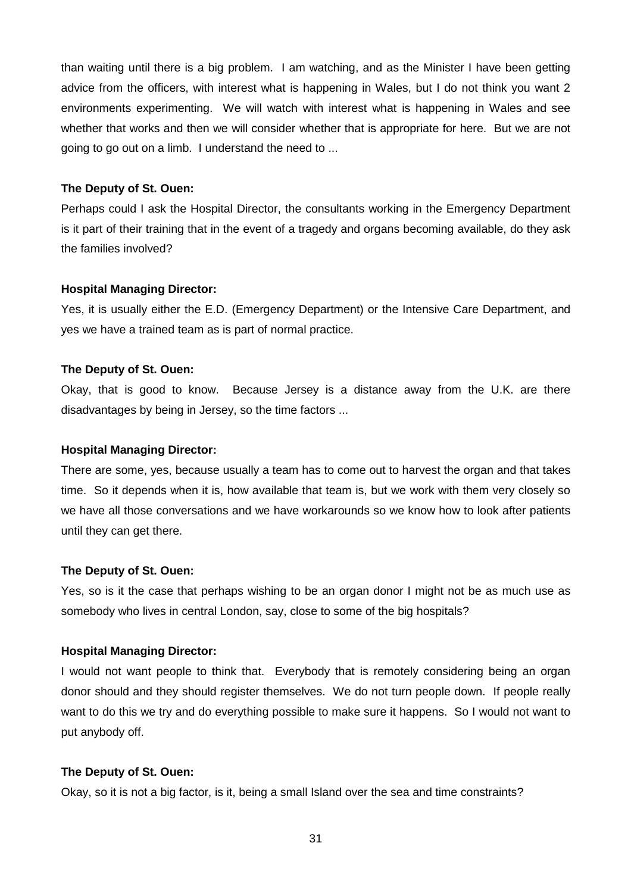than waiting until there is a big problem. I am watching, and as the Minister I have been getting advice from the officers, with interest what is happening in Wales, but I do not think you want 2 environments experimenting. We will watch with interest what is happening in Wales and see whether that works and then we will consider whether that is appropriate for here. But we are not going to go out on a limb. I understand the need to ...

**The Deputy of St. Ouen:**

Perhaps could I ask the Hospital Director, the consultants working in the Emergency Department is it part of their training that in the event of a tragedy and organs becoming available, do they ask the families involved?

**Hospital Managing Director:**

Yes, it is usually either the E.D. (Emergency Department) or the Intensive Care Department, and yes we have a trained team as is part of normal practice.

**The Deputy of St. Ouen:**

Okay, that is good to know. Because Jersey is a distance away from the U.K. are there disadvantages by being in Jersey, so the time factors ...

**Hospital Managing Director:**

There are some, yes, because usually a team has to come out to harvest the organ and that takes time. So it depends when it is, how available that team is, but we work with them very closely so we have all those conversations and we have workarounds so we know how to look after patients until they can get there.

**The Deputy of St. Ouen:**

Yes, so is it the case that perhaps wishing to be an organ donor I might not be as much use as somebody who lives in central London, say, close to some of the big hospitals?

**Hospital Managing Director:**

I would not want people to think that. Everybody that is remotely considering being an organ donor should and they should register themselves. We do not turn people down. If people really want to do this we try and do everything possible to make sure it happens. So I would not want to put anybody off.

**The Deputy of St. Ouen:**

Okay, so it is not a big factor, is it, being a small Island over the sea and time constraints?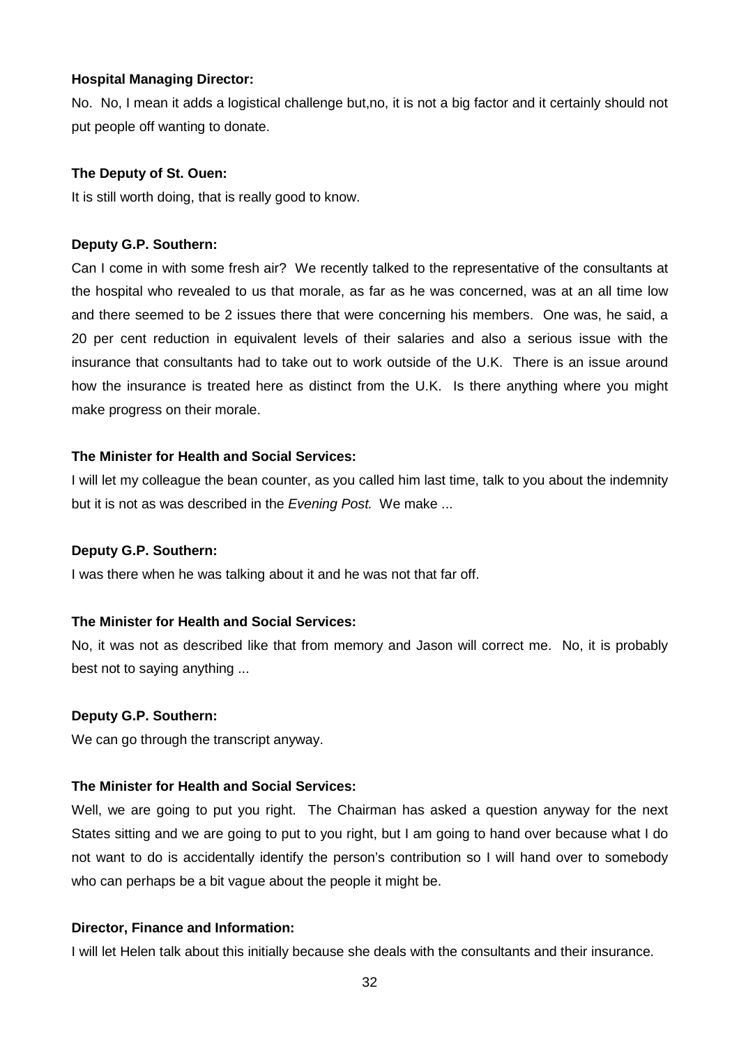**Hospital Managing Director:**

No. No, I mean it adds a logistical challenge but,no, it is not a big factor and it certainly should not put people off wanting to donate.

**The Deputy of St. Ouen:**

It is still worth doing, that is really good to know.

**Deputy G.P. Southern:**

Can I come in with some fresh air? We recently talked to the representative of the consultants at the hospital who revealed to us that morale, as far as he was concerned, was at an all time low and there seemed to be 2 issues there that were concerning his members. One was, he said, a 20 per cent reduction in equivalent levels of their salaries and also a serious issue with the insurance that consultants had to take out to work outside of the U.K. There is an issue around how the insurance is treated here as distinct from the U.K. Is there anything where you might make progress on their morale.

**The Minister for Health and Social Services:**

I will let my colleague the bean counter, as you called him last time, talk to you about the indemnity but it is not as was described in the *Evening Post.* We make ...

**Deputy G.P. Southern:**

I was there when he was talking about it and he was not that far off.

**The Minister for Health and Social Services:**

No, it was not as described like that from memory and Jason will correct me. No, it is probably best not to saying anything ...

**Deputy G.P. Southern:**

We can go through the transcript anyway.

**The Minister for Health and Social Services:**

Well, we are going to put you right. The Chairman has asked a question anyway for the next States sitting and we are going to put to you right, but I am going to hand over because what I do not want to do is accidentally identify the person's contribution so I will hand over to somebody who can perhaps be a bit vague about the people it might be.

**Director, Finance and Information:**

I will let Helen talk about this initially because she deals with the consultants and their insurance.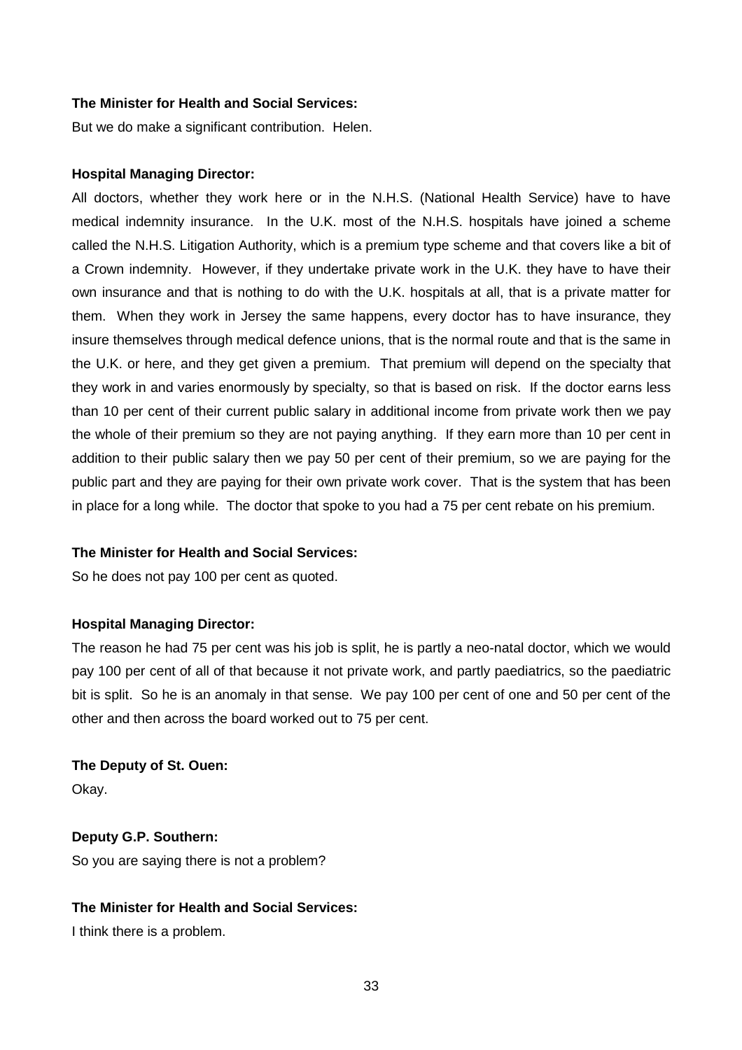**The Minister for Health and Social Services:**

But we do make a significant contribution. Helen.

**Hospital Managing Director:**

All doctors, whether they work here or in the N.H.S. (National Health Service) have to have medical indemnity insurance. In the U.K. most of the N.H.S. hospitals have joined a scheme called the N.H.S. Litigation Authority, which is a premium type scheme and that covers like a bit of a Crown indemnity. However, if they undertake private work in the U.K. they have to have their own insurance and that is nothing to do with the U.K. hospitals at all, that is a private matter for them. When they work in Jersey the same happens, every doctor has to have insurance, they insure themselves through medical defence unions, that is the normal route and that is the same in the U.K. or here, and they get given a premium. That premium will depend on the specialty that they work in and varies enormously by specialty, so that is based on risk. If the doctor earns less than 10 per cent of their current public salary in additional income from private work then we pay the whole of their premium so they are not paying anything. If they earn more than 10 per cent in addition to their public salary then we pay 50 per cent of their premium, so we are paying for the public part and they are paying for their own private work cover. That is the system that has been in place for a long while. The doctor that spoke to you had a 75 per cent rebate on his premium.

**The Minister for Health and Social Services:**

So he does not pay 100 per cent as quoted.

**Hospital Managing Director:**

The reason he had 75 per cent was his job is split, he is partly a neo-natal doctor, which we would pay 100 per cent of all of that because it not private work, and partly paediatrics, so the paediatric bit is split. So he is an anomaly in that sense. We pay 100 per cent of one and 50 per cent of the other and then across the board worked out to 75 per cent.

**The Deputy of St. Ouen:**

Okay.

**Deputy G.P. Southern:**

So you are saying there is not a problem?

**The Minister for Health and Social Services:**

I think there is a problem.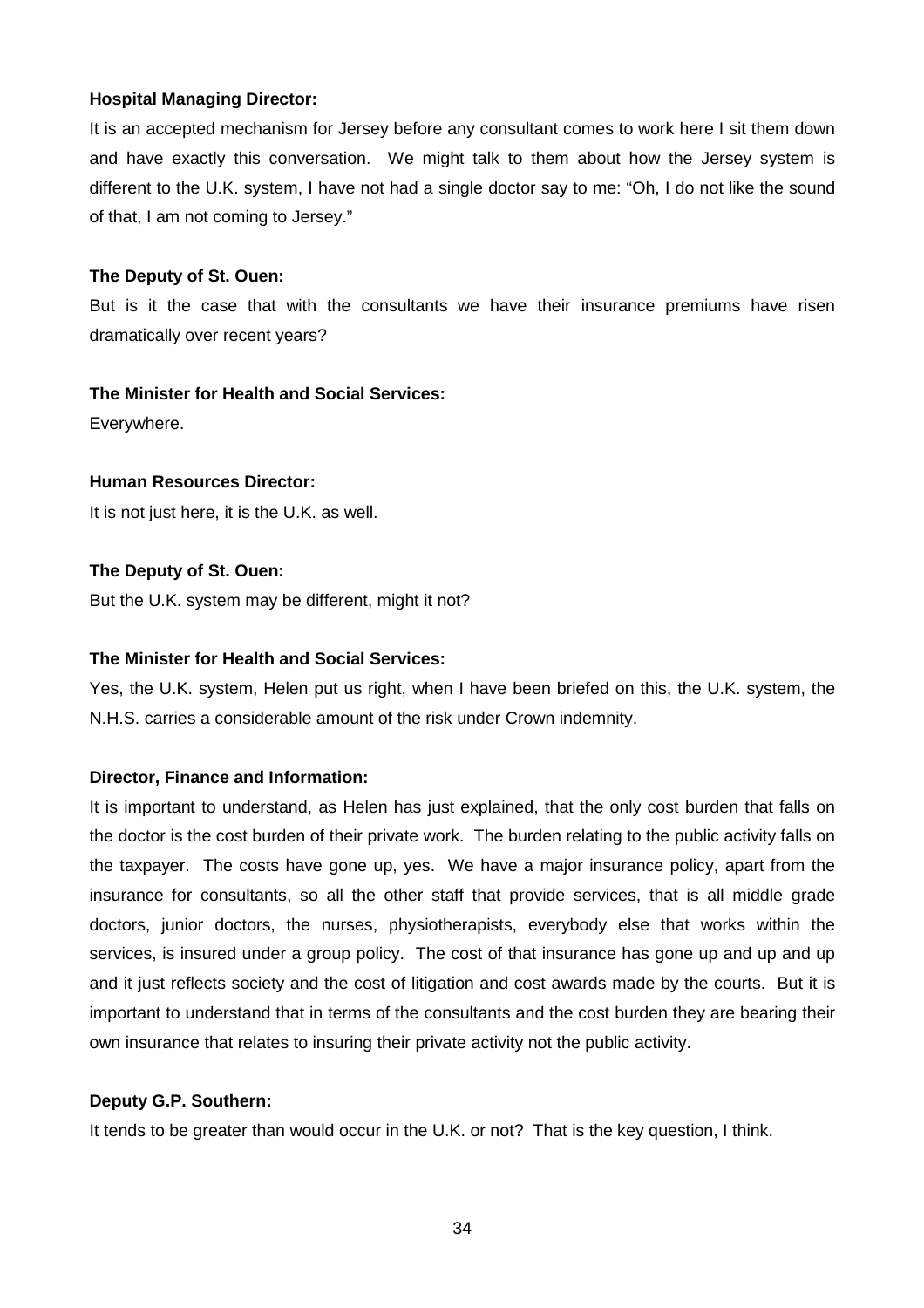**Hospital Managing Director:**

It is an accepted mechanism for Jersey before any consultant comes to work here I sit them down and have exactly this conversation. We might talk to them about how the Jersey system is different to the U.K. system, I have not had a single doctor say to me: "Oh, I do not like the sound of that, I am not coming to Jersey."

**The Deputy of St. Ouen:**

But is it the case that with the consultants we have their insurance premiums have risen dramatically over recent years?

**The Minister for Health and Social Services:**

Everywhere.

**Human Resources Director:**

It is not just here, it is the U.K. as well.

**The Deputy of St. Ouen:**

But the U.K. system may be different, might it not?

**The Minister for Health and Social Services:**

Yes, the U.K. system, Helen put us right, when I have been briefed on this, the U.K. system, the N.H.S. carries a considerable amount of the risk under Crown indemnity.

**Director, Finance and Information:**

It is important to understand, as Helen has just explained, that the only cost burden that falls on the doctor is the cost burden of their private work. The burden relating to the public activity falls on the taxpayer. The costs have gone up, yes. We have a major insurance policy, apart from the insurance for consultants, so all the other staff that provide services, that is all middle grade doctors, junior doctors, the nurses, physiotherapists, everybody else that works within the services, is insured under a group policy. The cost of that insurance has gone up and up and up and it just reflects society and the cost of litigation and cost awards made by the courts. But it is important to understand that in terms of the consultants and the cost burden they are bearing their own insurance that relates to insuring their private activity not the public activity.

**Deputy G.P. Southern:**

It tends to be greater than would occur in the U.K. or not? That is the key question, I think.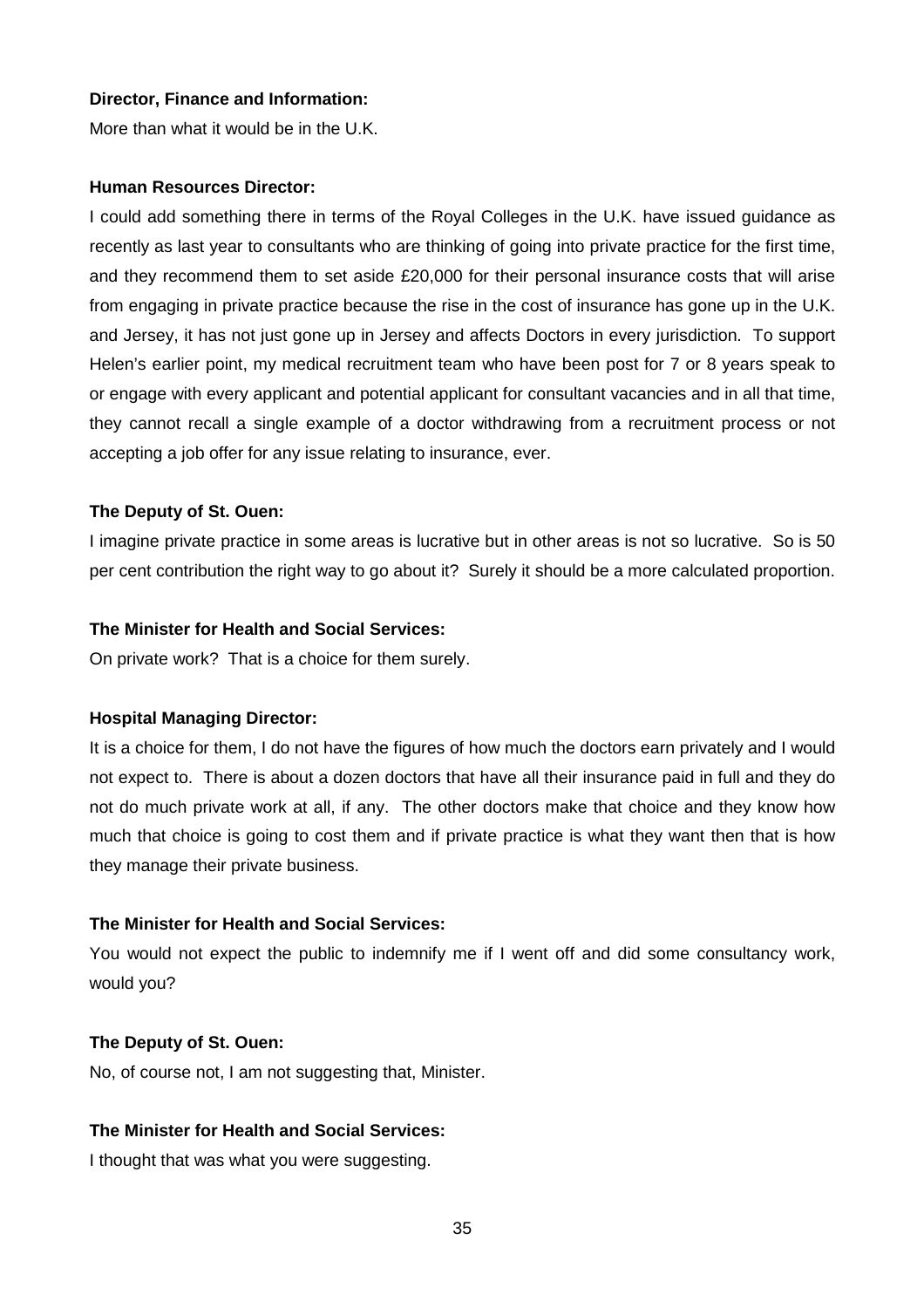**Director, Finance and Information:**

More than what it would be in the U.K.

**Human Resources Director:**

I could add something there in terms of the Royal Colleges in the U.K. have issued guidance as recently as last year to consultants who are thinking of going into private practice for the first time, and they recommend them to set aside £20,000 for their personal insurance costs that will arise from engaging in private practice because the rise in the cost of insurance has gone up in the U.K. and Jersey, it has not just gone up in Jersey and affects Doctors in every jurisdiction. To support Helen's earlier point, my medical recruitment team who have been post for 7 or 8 years speak to or engage with every applicant and potential applicant for consultant vacancies and in all that time, they cannot recall a single example of a doctor withdrawing from a recruitment process or not accepting a job offer for any issue relating to insurance, ever.

**The Deputy of St. Ouen:**

I imagine private practice in some areas is lucrative but in other areas is not so lucrative. So is 50 per cent contribution the right way to go about it? Surely it should be a more calculated proportion.

**The Minister for Health and Social Services:**

On private work? That is a choice for them surely.

**Hospital Managing Director:**

It is a choice for them, I do not have the figures of how much the doctors earn privately and I would not expect to. There is about a dozen doctors that have all their insurance paid in full and they do not do much private work at all, if any. The other doctors make that choice and they know how much that choice is going to cost them and if private practice is what they want then that is how they manage their private business.

**The Minister for Health and Social Services:**

You would not expect the public to indemnify me if I went off and did some consultancy work, would you?

**The Deputy of St. Ouen:**

No, of course not, I am not suggesting that, Minister.

**The Minister for Health and Social Services:**

I thought that was what you were suggesting.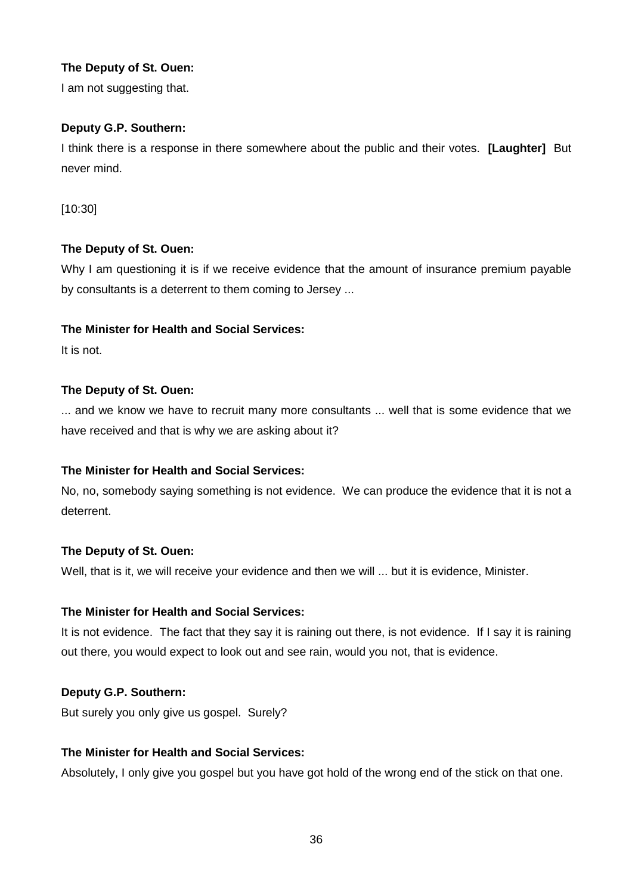**The Deputy of St. Ouen:**

I am not suggesting that.

**Deputy G.P. Southern:**

I think there is a response in there somewhere about the public and their votes. **[Laughter]** But never mind.

[10:30]

**The Deputy of St. Ouen:**

Why I am questioning it is if we receive evidence that the amount of insurance premium payable by consultants is a deterrent to them coming to Jersey ...

**The Minister for Health and Social Services:**

It is not.

**The Deputy of St. Ouen:**

... and we know we have to recruit many more consultants ... well that is some evidence that we have received and that is why we are asking about it?

**The Minister for Health and Social Services:**

No, no, somebody saying something is not evidence. We can produce the evidence that it is not a deterrent.

**The Deputy of St. Ouen:**

Well, that is it, we will receive your evidence and then we will ... but it is evidence, Minister.

**The Minister for Health and Social Services:**

It is not evidence. The fact that they say it is raining out there, is not evidence. If I say it is raining out there, you would expect to look out and see rain, would you not, that is evidence.

**Deputy G.P. Southern:**

But surely you only give us gospel. Surely?

**The Minister for Health and Social Services:**

Absolutely, I only give you gospel but you have got hold of the wrong end of the stick on that one.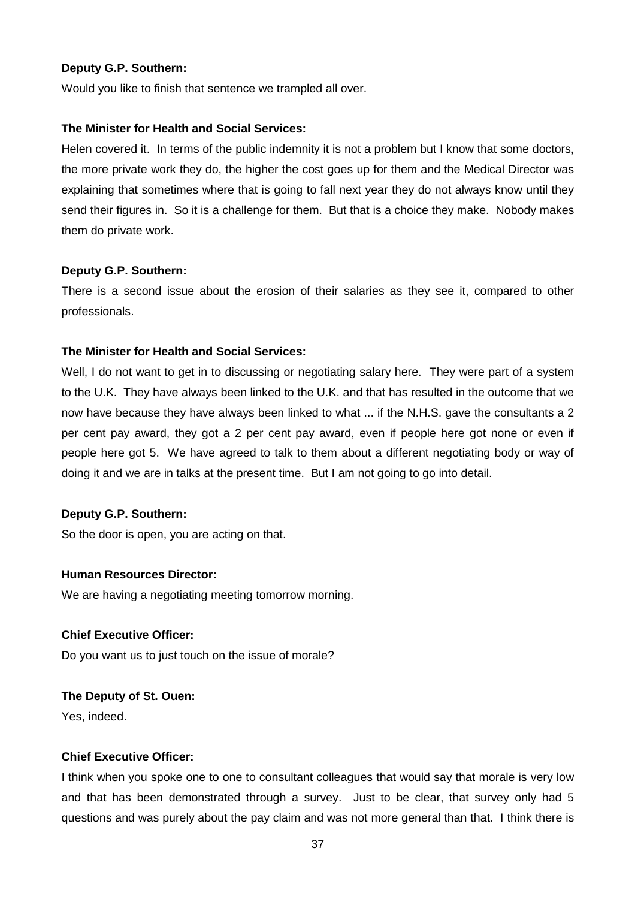**Deputy G.P. Southern:**

Would you like to finish that sentence we trampled all over.

**The Minister for Health and Social Services:**

Helen covered it. In terms of the public indemnity it is not a problem but I know that some doctors, the more private work they do, the higher the cost goes up for them and the Medical Director was explaining that sometimes where that is going to fall next year they do not always know until they send their figures in. So it is a challenge for them. But that is a choice they make. Nobody makes them do private work.

**Deputy G.P. Southern:**

There is a second issue about the erosion of their salaries as they see it, compared to other professionals.

**The Minister for Health and Social Services:**

Well, I do not want to get in to discussing or negotiating salary here. They were part of a system to the U.K. They have always been linked to the U.K. and that has resulted in the outcome that we now have because they have always been linked to what ... if the N.H.S. gave the consultants a 2 per cent pay award, they got a 2 per cent pay award, even if people here got none or even if people here got 5. We have agreed to talk to them about a different negotiating body or way of doing it and we are in talks at the present time. But I am not going to go into detail.

**Deputy G.P. Southern:**

So the door is open, you are acting on that.

**Human Resources Director:**

We are having a negotiating meeting tomorrow morning.

**Chief Executive Officer:**

Do you want us to just touch on the issue of morale?

**The Deputy of St. Ouen:**

Yes, indeed.

**Chief Executive Officer:**

I think when you spoke one to one to consultant colleagues that would say that morale is very low and that has been demonstrated through a survey. Just to be clear, that survey only had 5 questions and was purely about the pay claim and was not more general than that. I think there is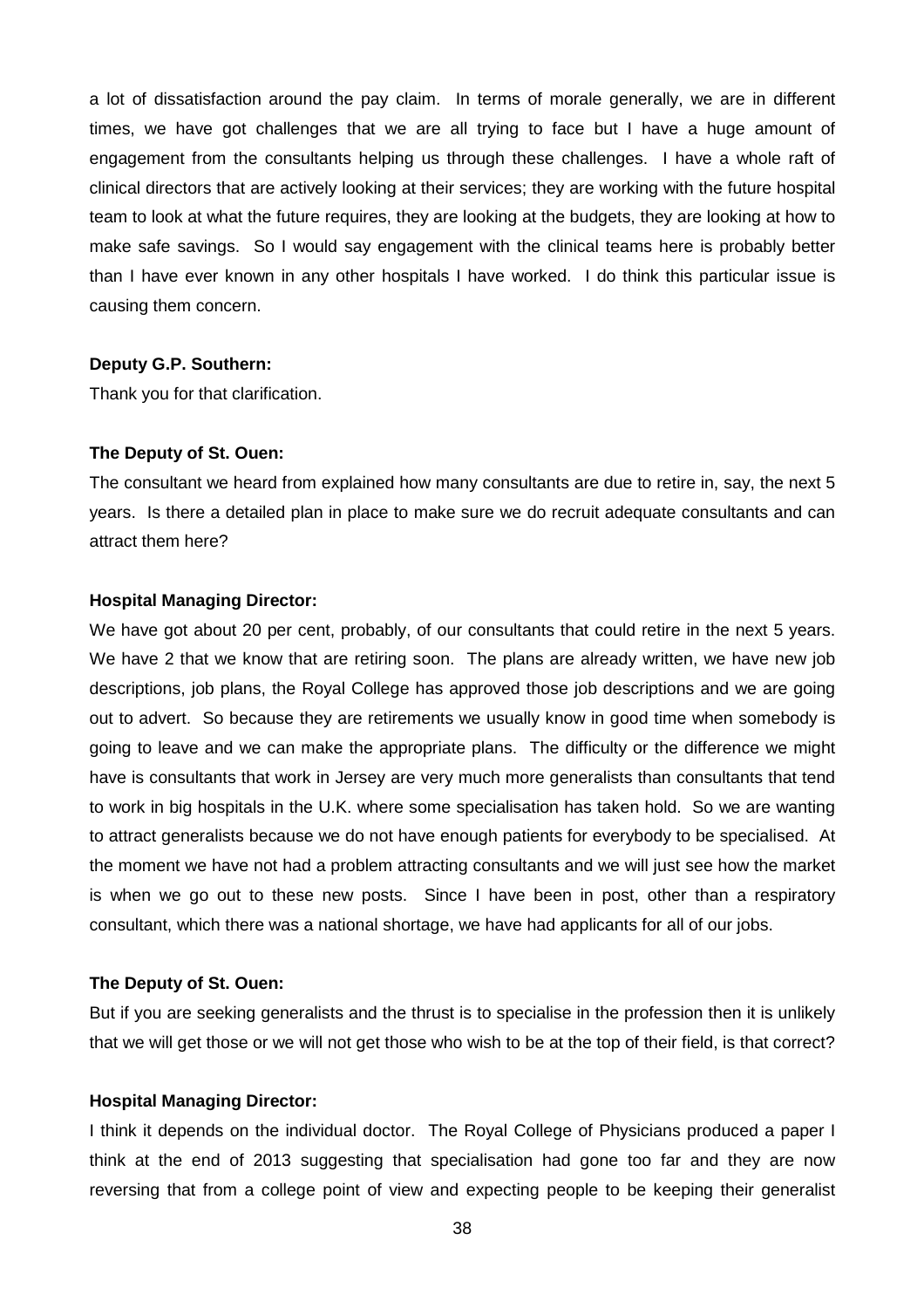a lot of dissatisfaction around the pay claim. In terms of morale generally, we are in different times, we have got challenges that we are all trying to face but I have a huge amount of engagement from the consultants helping us through these challenges. I have a whole raft of clinical directors that are actively looking at their services; they are working with the future hospital team to look at what the future requires, they are looking at the budgets, they are looking at how to make safe savings. So I would say engagement with the clinical teams here is probably better than I have ever known in any other hospitals I have worked. I do think this particular issue is causing them concern.

**Deputy G.P. Southern:**

Thank you for that clarification.

**The Deputy of St. Ouen:**

The consultant we heard from explained how many consultants are due to retire in, say, the next 5 years. Is there a detailed plan in place to make sure we do recruit adequate consultants and can attract them here?

**Hospital Managing Director:**

We have got about 20 per cent, probably, of our consultants that could retire in the next 5 years. We have 2 that we know that are retiring soon. The plans are already written, we have new job descriptions, job plans, the Royal College has approved those job descriptions and we are going out to advert. So because they are retirements we usually know in good time when somebody is going to leave and we can make the appropriate plans. The difficulty or the difference we might have is consultants that work in Jersey are very much more generalists than consultants that tend to work in big hospitals in the U.K. where some specialisation has taken hold. So we are wanting to attract generalists because we do not have enough patients for everybody to be specialised. At the moment we have not had a problem attracting consultants and we will just see how the market is when we go out to these new posts. Since I have been in post, other than a respiratory consultant, which there was a national shortage, we have had applicants for all of our jobs.

**The Deputy of St. Ouen:**

But if you are seeking generalists and the thrust is to specialise in the profession then it is unlikely that we will get those or we will not get those who wish to be at the top of their field, is that correct?

**Hospital Managing Director:**

I think it depends on the individual doctor. The Royal College of Physicians produced a paper I think at the end of 2013 suggesting that specialisation had gone too far and they are now reversing that from a college point of view and expecting people to be keeping their generalist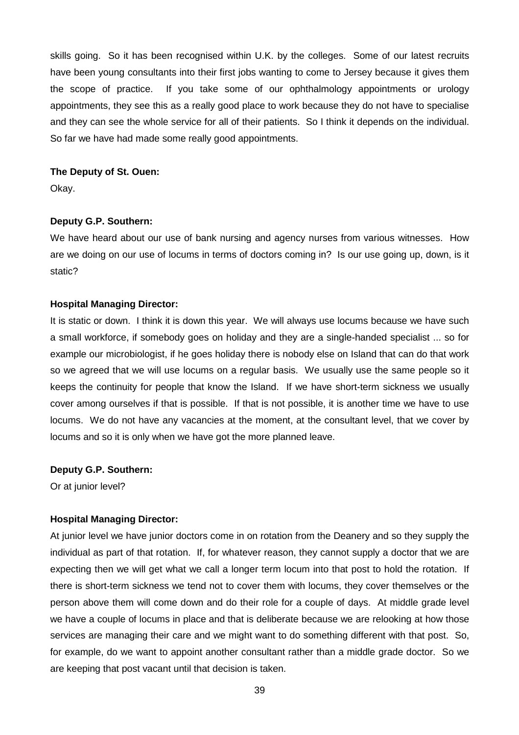skills going. So it has been recognised within U.K. by the colleges. Some of our latest recruits have been young consultants into their first jobs wanting to come to Jersey because it gives them the scope of practice. If you take some of our ophthalmology appointments or urology appointments, they see this as a really good place to work because they do not have to specialise and they can see the whole service for all of their patients. So I think it depends on the individual. So far we have had made some really good appointments.

**The Deputy of St. Ouen:**

Okay.

**Deputy G.P. Southern:**

We have heard about our use of bank nursing and agency nurses from various witnesses. How are we doing on our use of locums in terms of doctors coming in? Is our use going up, down, is it static?

**Hospital Managing Director:**

It is static or down. I think it is down this year. We will always use locums because we have such a small workforce, if somebody goes on holiday and they are a single-handed specialist ... so for example our microbiologist, if he goes holiday there is nobody else on Island that can do that work so we agreed that we will use locums on a regular basis. We usually use the same people so it keeps the continuity for people that know the Island. If we have short-term sickness we usually cover among ourselves if that is possible. If that is not possible, it is another time we have to use locums. We do not have any vacancies at the moment, at the consultant level, that we cover by locums and so it is only when we have got the more planned leave.

**Deputy G.P. Southern:**

Or at junior level?

**Hospital Managing Director:**

At junior level we have junior doctors come in on rotation from the Deanery and so they supply the individual as part of that rotation. If, for whatever reason, they cannot supply a doctor that we are expecting then we will get what we call a longer term locum into that post to hold the rotation. If there is short-term sickness we tend not to cover them with locums, they cover themselves or the person above them will come down and do their role for a couple of days. At middle grade level we have a couple of locums in place and that is deliberate because we are relooking at how those services are managing their care and we might want to do something different with that post. So, for example, do we want to appoint another consultant rather than a middle grade doctor. So we are keeping that post vacant until that decision is taken.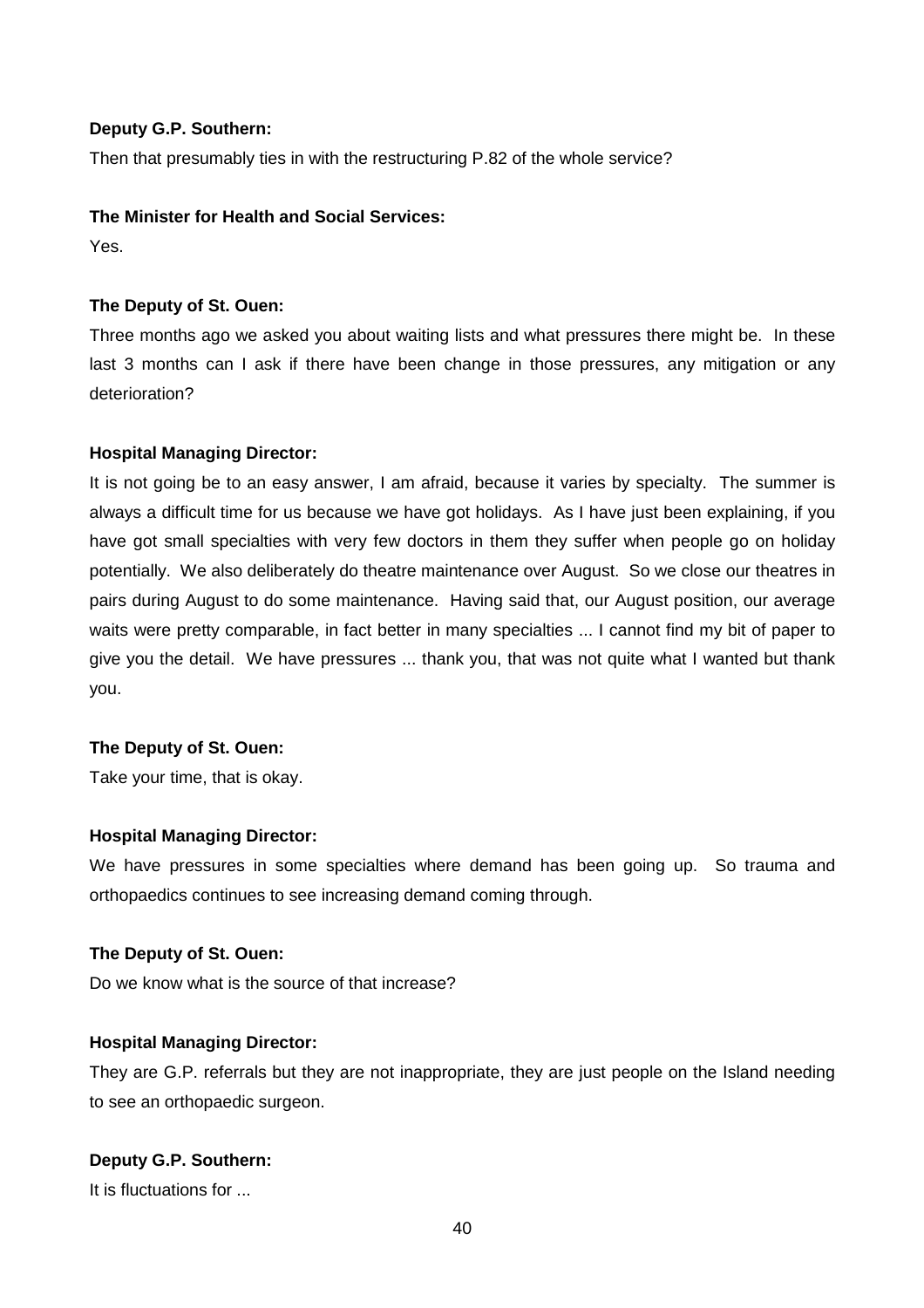**Deputy G.P. Southern:**

Then that presumably ties in with the restructuring P.82 of the whole service?

**The Minister for Health and Social Services:**

Yes.

**The Deputy of St. Ouen:**

Three months ago we asked you about waiting lists and what pressures there might be. In these last 3 months can I ask if there have been change in those pressures, any mitigation or any deterioration?

**Hospital Managing Director:**

It is not going be to an easy answer, I am afraid, because it varies by specialty. The summer is always a difficult time for us because we have got holidays. As I have just been explaining, if you have got small specialties with very few doctors in them they suffer when people go on holiday potentially. We also deliberately do theatre maintenance over August. So we close our theatres in pairs during August to do some maintenance. Having said that, our August position, our average waits were pretty comparable, in fact better in many specialties ... I cannot find my bit of paper to give you the detail. We have pressures ... thank you, that was not quite what I wanted but thank you.

**The Deputy of St. Ouen:**

Take your time, that is okay.

**Hospital Managing Director:**

We have pressures in some specialties where demand has been going up. So trauma and orthopaedics continues to see increasing demand coming through.

**The Deputy of St. Ouen:**

Do we know what is the source of that increase?

**Hospital Managing Director:**

They are G.P. referrals but they are not inappropriate, they are just people on the Island needing to see an orthopaedic surgeon.

**Deputy G.P. Southern:**

It is fluctuations for ...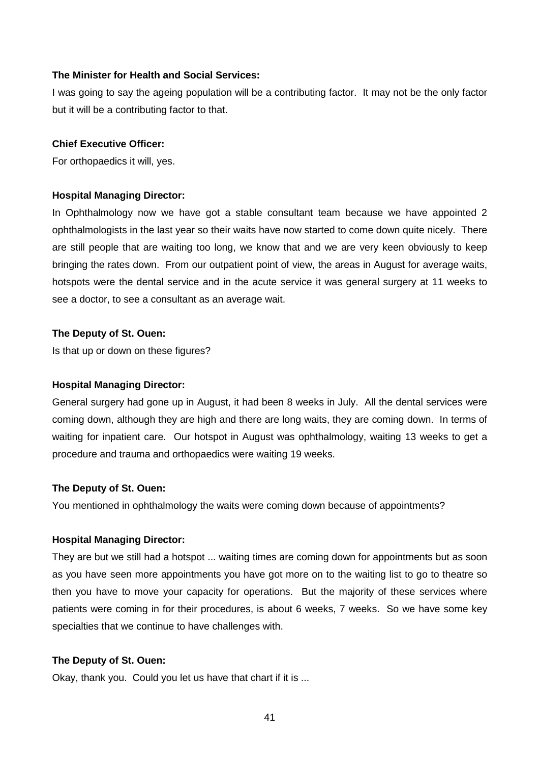**The Minister for Health and Social Services:**

I was going to say the ageing population will be a contributing factor. It may not be the only factor but it will be a contributing factor to that.

**Chief Executive Officer:**

For orthopaedics it will, yes.

**Hospital Managing Director:**

In Ophthalmology now we have got a stable consultant team because we have appointed 2 ophthalmologists in the last year so their waits have now started to come down quite nicely. There are still people that are waiting too long, we know that and we are very keen obviously to keep bringing the rates down. From our outpatient point of view, the areas in August for average waits, hotspots were the dental service and in the acute service it was general surgery at 11 weeks to see a doctor, to see a consultant as an average wait.

**The Deputy of St. Ouen:**

Is that up or down on these figures?

**Hospital Managing Director:**

General surgery had gone up in August, it had been 8 weeks in July. All the dental services were coming down, although they are high and there are long waits, they are coming down. In terms of waiting for inpatient care. Our hotspot in August was ophthalmology, waiting 13 weeks to get a procedure and trauma and orthopaedics were waiting 19 weeks.

**The Deputy of St. Ouen:**

You mentioned in ophthalmology the waits were coming down because of appointments?

**Hospital Managing Director:**

They are but we still had a hotspot ... waiting times are coming down for appointments but as soon as you have seen more appointments you have got more on to the waiting list to go to theatre so then you have to move your capacity for operations. But the majority of these services where patients were coming in for their procedures, is about 6 weeks, 7 weeks. So we have some key specialties that we continue to have challenges with.

**The Deputy of St. Ouen:**

Okay, thank you. Could you let us have that chart if it is ...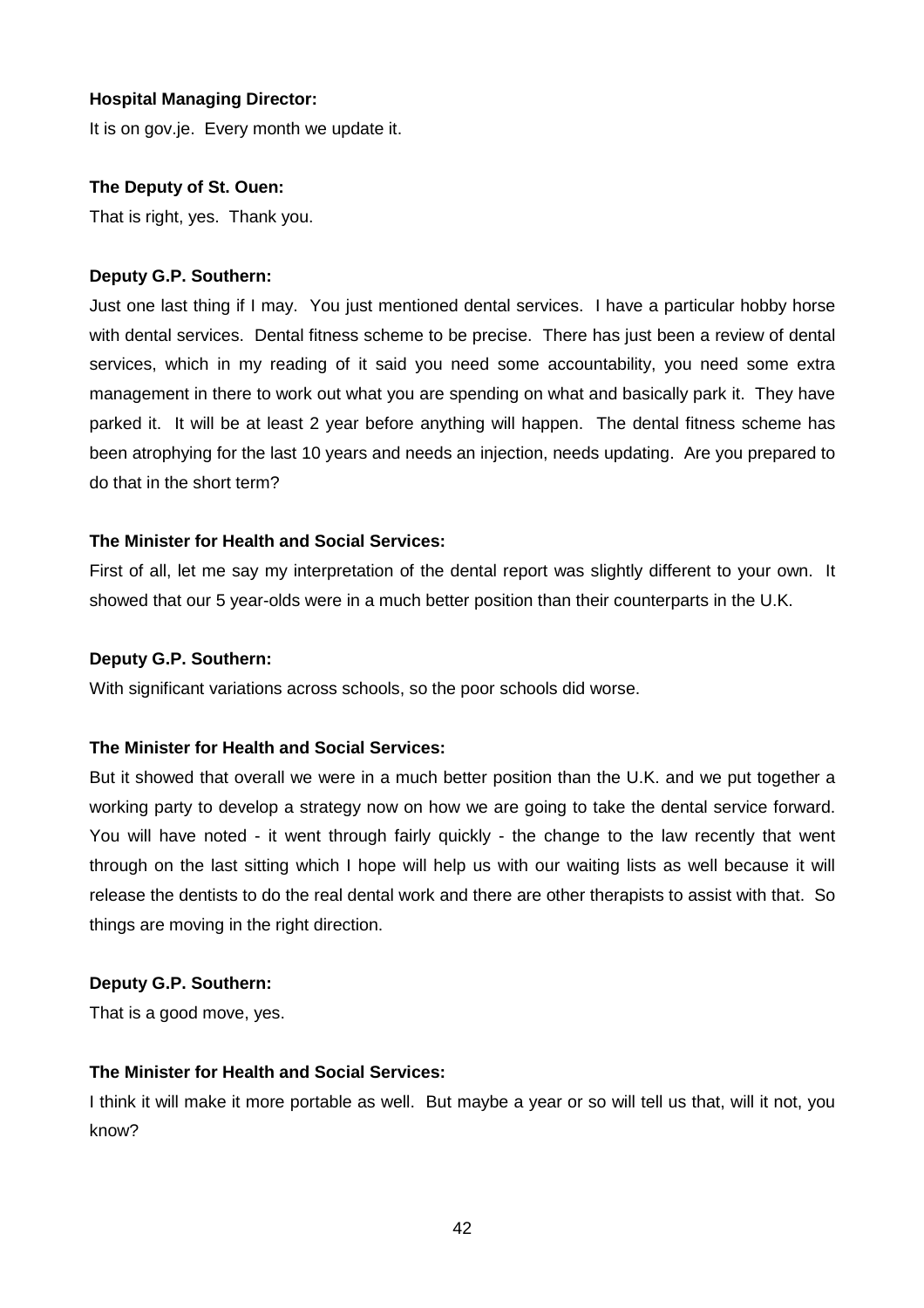**Hospital Managing Director:**

It is on gov.je. Every month we update it.

**The Deputy of St. Ouen:**

That is right, yes. Thank you.

**Deputy G.P. Southern:**

Just one last thing if I may. You just mentioned dental services. I have a particular hobby horse with dental services. Dental fitness scheme to be precise. There has just been a review of dental services, which in my reading of it said you need some accountability, you need some extra management in there to work out what you are spending on what and basically park it. They have parked it. It will be at least 2 year before anything will happen. The dental fitness scheme has been atrophying for the last 10 years and needs an injection, needs updating. Are you prepared to do that in the short term?

**The Minister for Health and Social Services:**

First of all, let me say my interpretation of the dental report was slightly different to your own. It showed that our 5 year-olds were in a much better position than their counterparts in the U.K.

**Deputy G.P. Southern:**

With significant variations across schools, so the poor schools did worse.

**The Minister for Health and Social Services:**

But it showed that overall we were in a much better position than the U.K. and we put together a working party to develop a strategy now on how we are going to take the dental service forward. You will have noted - it went through fairly quickly - the change to the law recently that went through on the last sitting which I hope will help us with our waiting lists as well because it will release the dentists to do the real dental work and there are other therapists to assist with that. So things are moving in the right direction.

**Deputy G.P. Southern:**

That is a good move, yes.

**The Minister for Health and Social Services:**

I think it will make it more portable as well. But maybe a year or so will tell us that, will it not, you know?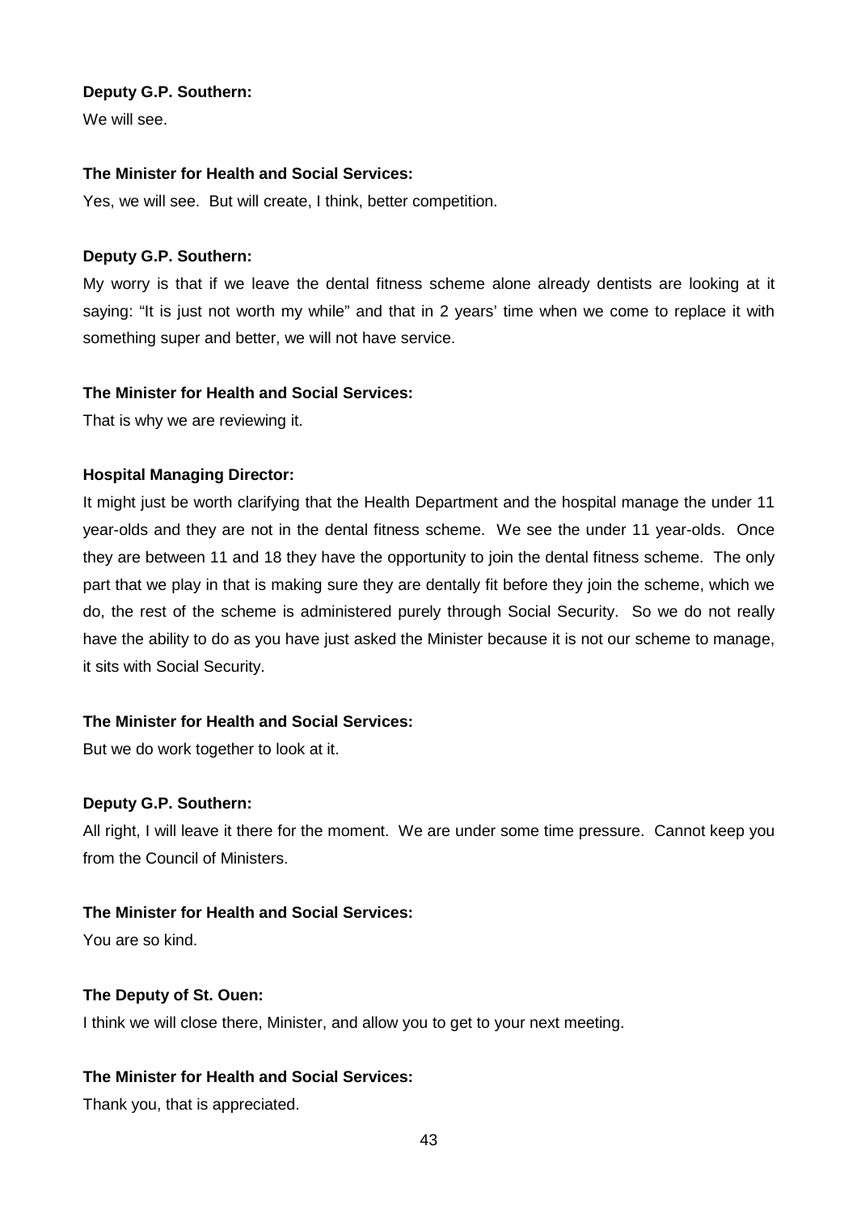**Deputy G.P. Southern:**

We will see.

**The Minister for Health and Social Services:**

Yes, we will see. But will create, I think, better competition.

**Deputy G.P. Southern:**

My worry is that if we leave the dental fitness scheme alone already dentists are looking at it saying: "It is just not worth my while" and that in 2 years' time when we come to replace it with something super and better, we will not have service.

**The Minister for Health and Social Services:**

That is why we are reviewing it.

**Hospital Managing Director:**

It might just be worth clarifying that the Health Department and the hospital manage the under 11 year-olds and they are not in the dental fitness scheme. We see the under 11 year-olds. Once they are between 11 and 18 they have the opportunity to join the dental fitness scheme. The only part that we play in that is making sure they are dentally fit before they join the scheme, which we do, the rest of the scheme is administered purely through Social Security. So we do not really have the ability to do as you have just asked the Minister because it is not our scheme to manage, it sits with Social Security.

**The Minister for Health and Social Services:**

But we do work together to look at it.

**Deputy G.P. Southern:**

All right, I will leave it there for the moment. We are under some time pressure. Cannot keep you from the Council of Ministers.

**The Minister for Health and Social Services:**

You are so kind.

**The Deputy of St. Ouen:**

I think we will close there, Minister, and allow you to get to your next meeting.

**The Minister for Health and Social Services:**

Thank you, that is appreciated.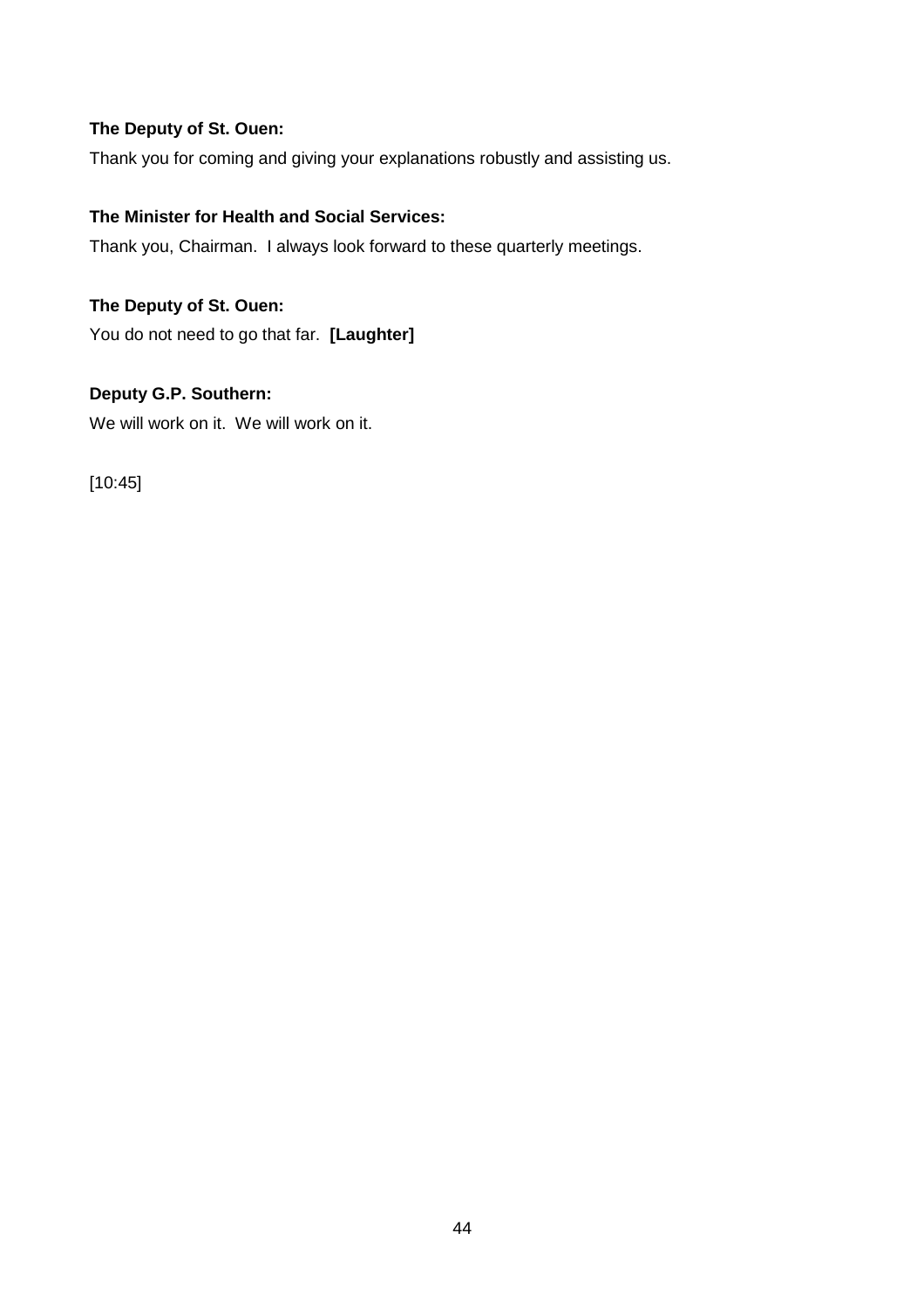**The Deputy of St. Ouen:**

Thank you for coming and giving your explanations robustly and assisting us.

**The Minister for Health and Social Services:**

Thank you, Chairman. I always look forward to these quarterly meetings.

**The Deputy of St. Ouen:**

You do not need to go that far. **[Laughter]**

**Deputy G.P. Southern:**

We will work on it. We will work on it.

[10:45]